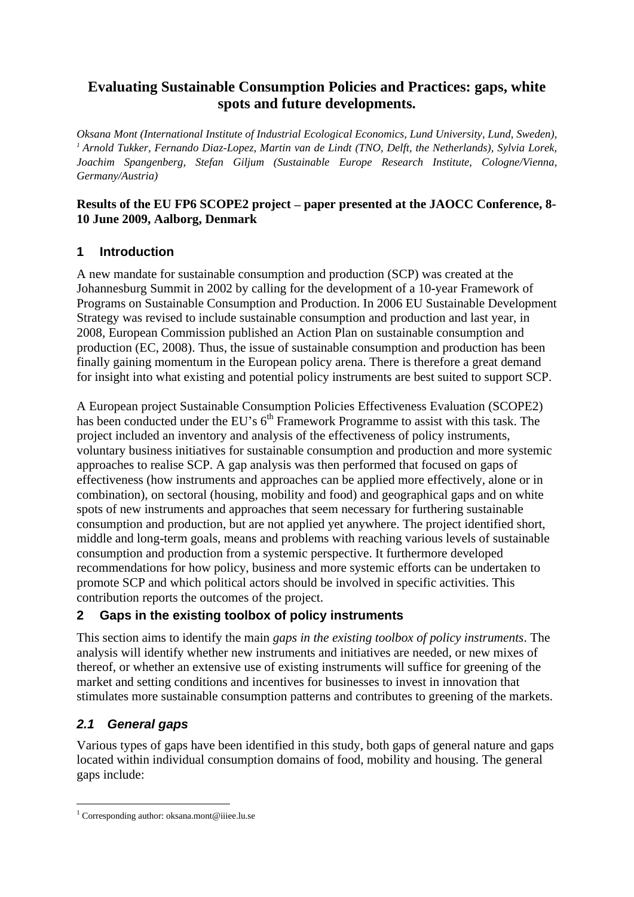# Evaluating Sustainable Consumption Policies and Practices: gaps, white spots and future developments.

*Oksana Mont (International Institute of Industrial Ecological Economics, Lund University, Lund, Sweden),* [1] *Arnold Tukker, Fernando Diaz-Lopez, Martin van de Lindt (TNO, Delft, the Netherlands), Sylvia Lorek, Joachim Spangenberg, Stefan Giljum (Sustainable Europe Research Institute, Cologne/Vienna, Germany/Austria)*

**Results of the EU FP6 SCOPE2 project – paper presented at the JAOCC Conference, 8-10 June 2009, Aalborg, Denmark**

## 1 Introduction

A new mandate for sustainable consumption and production (SCP) was created at the Johannesburg Summit in 2002 by calling for the development of a 10-year Framework of Programs on Sustainable Consumption and Production. In 2006 EU Sustainable Development Strategy was revised to include sustainable consumption and production and last year, in 2008, European Commission published an Action Plan on sustainable consumption and production (EC, 2008). Thus, the issue of sustainable consumption and production has been finally gaining momentum in the European policy arena. There is therefore a great demand for insight into what existing and potential policy instruments are best suited to support SCP.

A European project Sustainable Consumption Policies Effectiveness Evaluation (SCOPE2) has been conducted under the EU's 6th Framework Programme to assist with this task. The project included an inventory and analysis of the effectiveness of policy instruments, voluntary business initiatives for sustainable consumption and production and more systemic approaches to realise SCP. A gap analysis was then performed that focused on gaps of effectiveness (how instruments and approaches can be applied more effectively, alone or in combination), on sectoral (housing, mobility and food) and geographical gaps and on white spots of new instruments and approaches that seem necessary for furthering sustainable consumption and production, but are not applied yet anywhere. The project identified short, middle and long-term goals, means and problems with reaching various levels of sustainable consumption and production from a systemic perspective. It furthermore developed recommendations for how policy, business and more systemic efforts can be undertaken to promote SCP and which political actors should be involved in specific activities. This contribution reports the outcomes of the project.

## 2 Gaps in the existing toolbox of policy instruments

This section aims to identify the main *gaps in the existing toolbox of policy instruments*. The analysis will identify whether new instruments and initiatives are needed, or new mixes of thereof, or whether an extensive use of existing instruments will suffice for greening of the market and setting conditions and incentives for businesses to invest in innovation that stimulates more sustainable consumption patterns and contributes to greening of the markets.

### *2.1 General gaps*

Various types of gaps have been identified in this study, both gaps of general nature and gaps located within individual consumption domains of food, mobility and housing. The general gaps include:

[1] Corresponding author: oksana.mont@iiiee.lu.se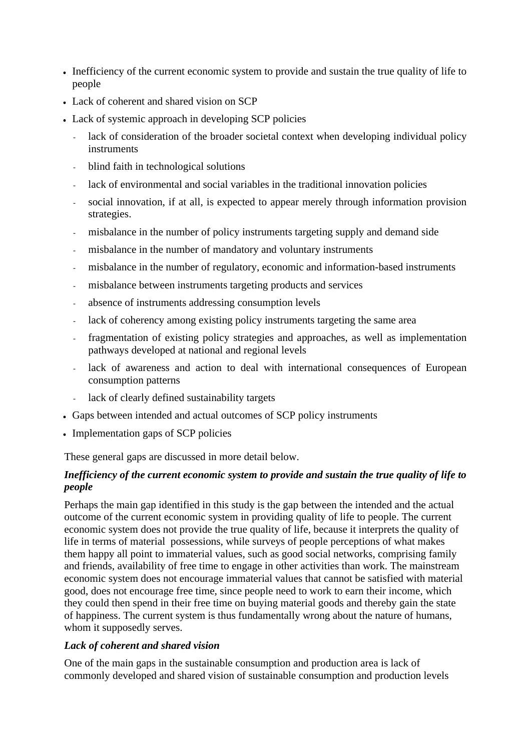- Inefficiency of the current economic system to provide and sustain the true quality of life to people
- Lack of coherent and shared vision on SCP
- Lack of systemic approach in developing SCP policies
  - lack of consideration of the broader societal context when developing individual policy instruments
  - blind faith in technological solutions
  - lack of environmental and social variables in the traditional innovation policies
  - social innovation, if at all, is expected to appear merely through information provision strategies.
  - misbalance in the number of policy instruments targeting supply and demand side
  - misbalance in the number of mandatory and voluntary instruments
  - misbalance in the number of regulatory, economic and information-based instruments
  - misbalance between instruments targeting products and services
  - absence of instruments addressing consumption levels
  - lack of coherency among existing policy instruments targeting the same area
  - fragmentation of existing policy strategies and approaches, as well as implementation pathways developed at national and regional levels
  - lack of awareness and action to deal with international consequences of European consumption patterns
  - lack of clearly defined sustainability targets
- Gaps between intended and actual outcomes of SCP policy instruments
- Implementation gaps of SCP policies

These general gaps are discussed in more detail below.

***Inefficiency of the current economic system to provide and sustain the true quality of life to people***

Perhaps the main gap identified in this study is the gap between the intended and the actual outcome of the current economic system in providing quality of life to people. The current economic system does not provide the true quality of life, because it interprets the quality of life in terms of material possessions, while surveys of people perceptions of what makes them happy all point to immaterial values, such as good social networks, comprising family and friends, availability of free time to engage in other activities than work. The mainstream economic system does not encourage immaterial values that cannot be satisfied with material good, does not encourage free time, since people need to work to earn their income, which they could then spend in their free time on buying material goods and thereby gain the state of happiness. The current system is thus fundamentally wrong about the nature of humans, whom it supposedly serves.

***Lack of coherent and shared vision***

One of the main gaps in the sustainable consumption and production area is lack of commonly developed and shared vision of sustainable consumption and production levels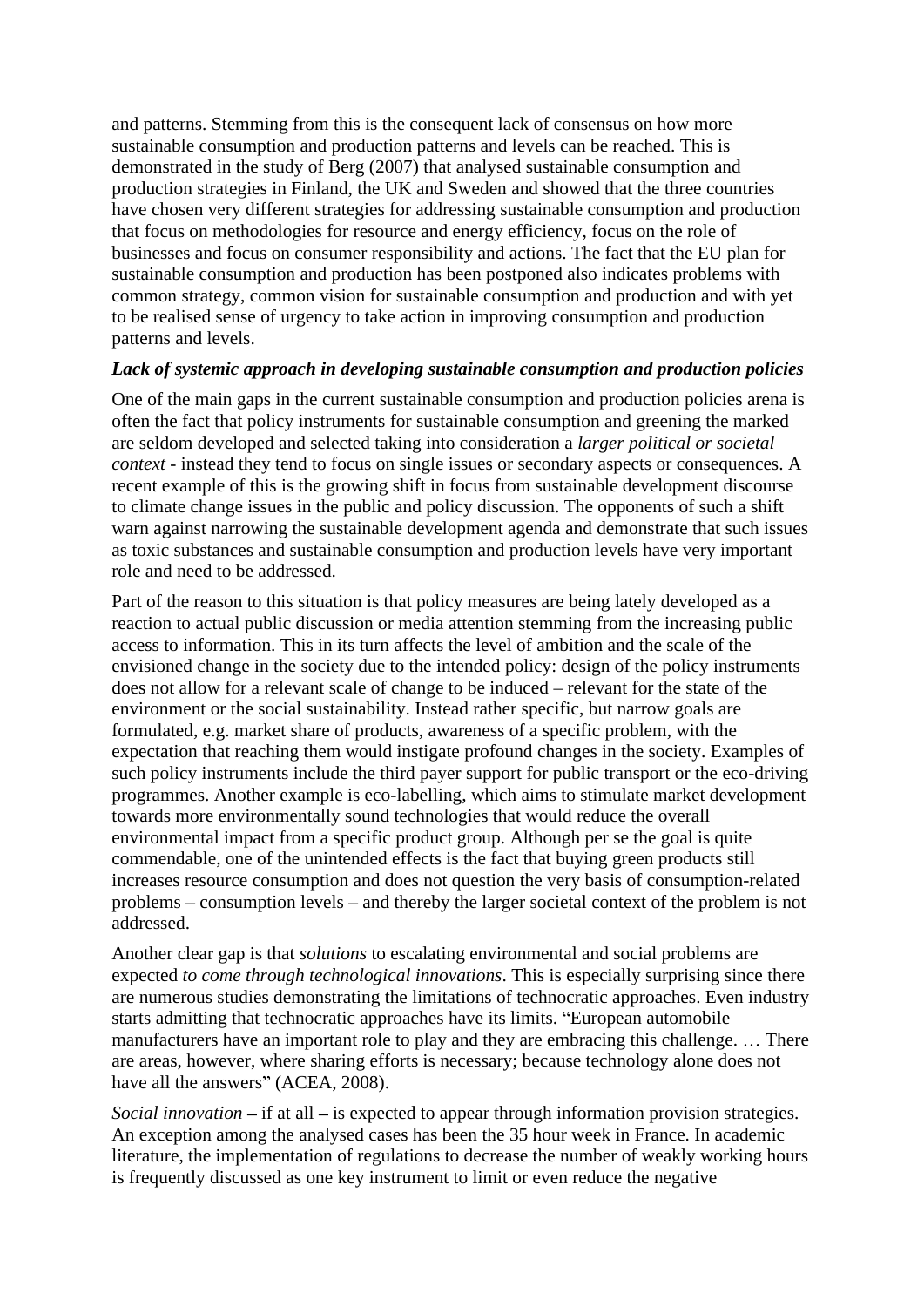and patterns. Stemming from this is the consequent lack of consensus on how more sustainable consumption and production patterns and levels can be reached. This is demonstrated in the study of Berg (2007) that analysed sustainable consumption and production strategies in Finland, the UK and Sweden and showed that the three countries have chosen very different strategies for addressing sustainable consumption and production that focus on methodologies for resource and energy efficiency, focus on the role of businesses and focus on consumer responsibility and actions. The fact that the EU plan for sustainable consumption and production has been postponed also indicates problems with common strategy, common vision for sustainable consumption and production and with yet to be realised sense of urgency to take action in improving consumption and production patterns and levels.

***Lack of systemic approach in developing sustainable consumption and production policies***

One of the main gaps in the current sustainable consumption and production policies arena is often the fact that policy instruments for sustainable consumption and greening the marked are seldom developed and selected taking into consideration a *larger political or societal context* - instead they tend to focus on single issues or secondary aspects or consequences. A recent example of this is the growing shift in focus from sustainable development discourse to climate change issues in the public and policy discussion. The opponents of such a shift warn against narrowing the sustainable development agenda and demonstrate that such issues as toxic substances and sustainable consumption and production levels have very important role and need to be addressed.

Part of the reason to this situation is that policy measures are being lately developed as a reaction to actual public discussion or media attention stemming from the increasing public access to information. This in its turn affects the level of ambition and the scale of the envisioned change in the society due to the intended policy: design of the policy instruments does not allow for a relevant scale of change to be induced – relevant for the state of the environment or the social sustainability. Instead rather specific, but narrow goals are formulated, e.g. market share of products, awareness of a specific problem, with the expectation that reaching them would instigate profound changes in the society. Examples of such policy instruments include the third payer support for public transport or the eco-driving programmes. Another example is eco-labelling, which aims to stimulate market development towards more environmentally sound technologies that would reduce the overall environmental impact from a specific product group. Although per se the goal is quite commendable, one of the unintended effects is the fact that buying green products still increases resource consumption and does not question the very basis of consumption-related problems – consumption levels – and thereby the larger societal context of the problem is not addressed.

Another clear gap is that *solutions* to escalating environmental and social problems are expected *to come through technological innovations*. This is especially surprising since there are numerous studies demonstrating the limitations of technocratic approaches. Even industry starts admitting that technocratic approaches have its limits. "European automobile manufacturers have an important role to play and they are embracing this challenge. … There are areas, however, where sharing efforts is necessary; because technology alone does not have all the answers" (ACEA, 2008).

*Social innovation* – if at all – is expected to appear through information provision strategies. An exception among the analysed cases has been the 35 hour week in France. In academic literature, the implementation of regulations to decrease the number of weakly working hours is frequently discussed as one key instrument to limit or even reduce the negative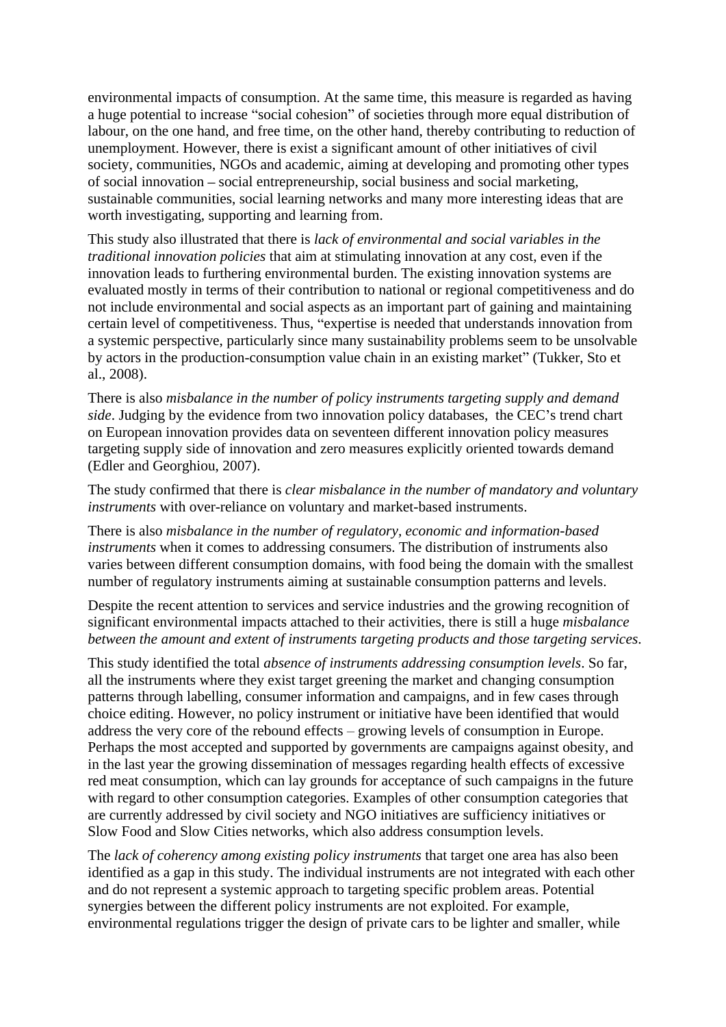environmental impacts of consumption. At the same time, this measure is regarded as having a huge potential to increase "social cohesion" of societies through more equal distribution of labour, on the one hand, and free time, on the other hand, thereby contributing to reduction of unemployment. However, there is exist a significant amount of other initiatives of civil society, communities, NGOs and academic, aiming at developing and promoting other types of social innovation – social entrepreneurship, social business and social marketing, sustainable communities, social learning networks and many more interesting ideas that are worth investigating, supporting and learning from.

This study also illustrated that there is *lack of environmental and social variables in the traditional innovation policies* that aim at stimulating innovation at any cost, even if the innovation leads to furthering environmental burden. The existing innovation systems are evaluated mostly in terms of their contribution to national or regional competitiveness and do not include environmental and social aspects as an important part of gaining and maintaining certain level of competitiveness. Thus, "expertise is needed that understands innovation from a systemic perspective, particularly since many sustainability problems seem to be unsolvable by actors in the production-consumption value chain in an existing market" (Tukker, Sto et al., 2008).

There is also *misbalance in the number of policy instruments targeting supply and demand side*. Judging by the evidence from two innovation policy databases, the CEC's trend chart on European innovation provides data on seventeen different innovation policy measures targeting supply side of innovation and zero measures explicitly oriented towards demand (Edler and Georghiou, 2007).

The study confirmed that there is *clear misbalance in the number of mandatory and voluntary instruments* with over-reliance on voluntary and market-based instruments.

There is also *misbalance in the number of regulatory, economic and information-based instruments* when it comes to addressing consumers. The distribution of instruments also varies between different consumption domains, with food being the domain with the smallest number of regulatory instruments aiming at sustainable consumption patterns and levels.

Despite the recent attention to services and service industries and the growing recognition of significant environmental impacts attached to their activities, there is still a huge *misbalance between the amount and extent of instruments targeting products and those targeting services*.

This study identified the total *absence of instruments addressing consumption levels*. So far, all the instruments where they exist target greening the market and changing consumption patterns through labelling, consumer information and campaigns, and in few cases through choice editing. However, no policy instrument or initiative have been identified that would address the very core of the rebound effects – growing levels of consumption in Europe. Perhaps the most accepted and supported by governments are campaigns against obesity, and in the last year the growing dissemination of messages regarding health effects of excessive red meat consumption, which can lay grounds for acceptance of such campaigns in the future with regard to other consumption categories. Examples of other consumption categories that are currently addressed by civil society and NGO initiatives are sufficiency initiatives or Slow Food and Slow Cities networks, which also address consumption levels.

The *lack of coherency among existing policy instruments* that target one area has also been identified as a gap in this study. The individual instruments are not integrated with each other and do not represent a systemic approach to targeting specific problem areas. Potential synergies between the different policy instruments are not exploited. For example, environmental regulations trigger the design of private cars to be lighter and smaller, while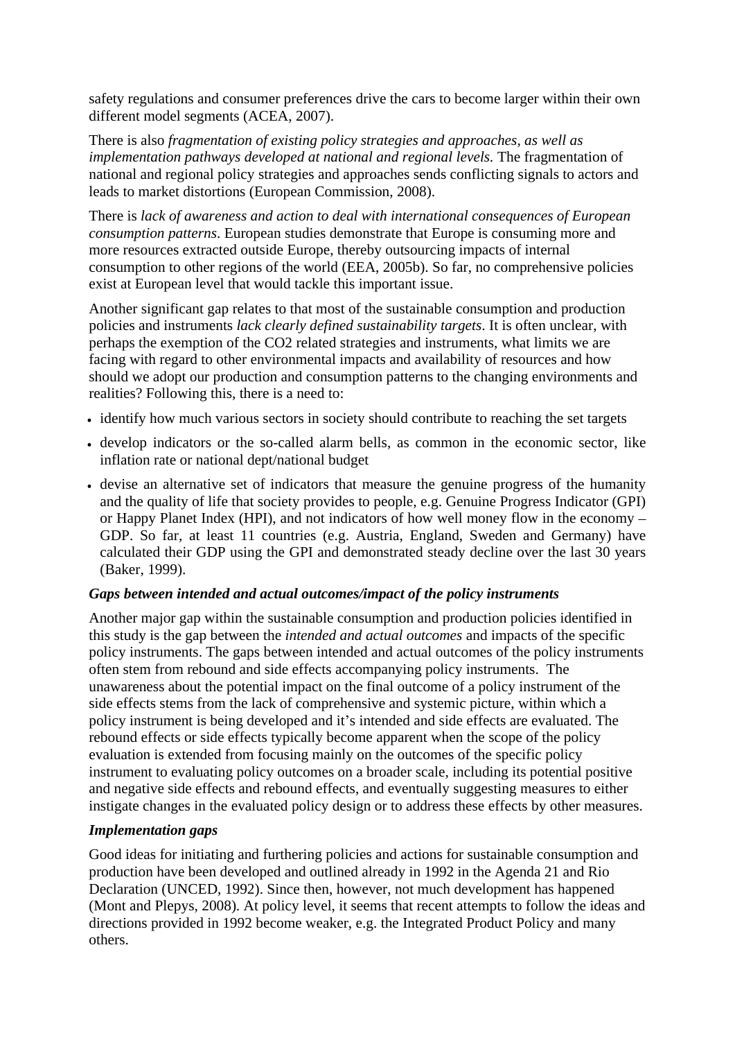safety regulations and consumer preferences drive the cars to become larger within their own different model segments (ACEA, 2007).

There is also *fragmentation of existing policy strategies and approaches, as well as implementation pathways developed at national and regional levels.* The fragmentation of national and regional policy strategies and approaches sends conflicting signals to actors and leads to market distortions (European Commission, 2008).

There is *lack of awareness and action to deal with international consequences of European consumption patterns*. European studies demonstrate that Europe is consuming more and more resources extracted outside Europe, thereby outsourcing impacts of internal consumption to other regions of the world (EEA, 2005b). So far, no comprehensive policies exist at European level that would tackle this important issue.

Another significant gap relates to that most of the sustainable consumption and production policies and instruments *lack clearly defined sustainability targets*. It is often unclear, with perhaps the exemption of the CO2 related strategies and instruments, what limits we are facing with regard to other environmental impacts and availability of resources and how should we adopt our production and consumption patterns to the changing environments and realities? Following this, there is a need to:

- identify how much various sectors in society should contribute to reaching the set targets
- develop indicators or the so-called alarm bells, as common in the economic sector, like inflation rate or national dept/national budget
- devise an alternative set of indicators that measure the genuine progress of the humanity and the quality of life that society provides to people, e.g. Genuine Progress Indicator (GPI) or Happy Planet Index (HPI), and not indicators of how well money flow in the economy – GDP. So far, at least 11 countries (e.g. Austria, England, Sweden and Germany) have calculated their GDP using the GPI and demonstrated steady decline over the last 30 years (Baker, 1999).

***Gaps between intended and actual outcomes/impact of the policy instruments***

Another major gap within the sustainable consumption and production policies identified in this study is the gap between the *intended and actual outcomes* and impacts of the specific policy instruments. The gaps between intended and actual outcomes of the policy instruments often stem from rebound and side effects accompanying policy instruments. The unawareness about the potential impact on the final outcome of a policy instrument of the side effects stems from the lack of comprehensive and systemic picture, within which a policy instrument is being developed and it's intended and side effects are evaluated. The rebound effects or side effects typically become apparent when the scope of the policy evaluation is extended from focusing mainly on the outcomes of the specific policy instrument to evaluating policy outcomes on a broader scale, including its potential positive and negative side effects and rebound effects, and eventually suggesting measures to either instigate changes in the evaluated policy design or to address these effects by other measures.

***Implementation gaps***

Good ideas for initiating and furthering policies and actions for sustainable consumption and production have been developed and outlined already in 1992 in the Agenda 21 and Rio Declaration (UNCED, 1992). Since then, however, not much development has happened (Mont and Plepys, 2008). At policy level, it seems that recent attempts to follow the ideas and directions provided in 1992 become weaker, e.g. the Integrated Product Policy and many others.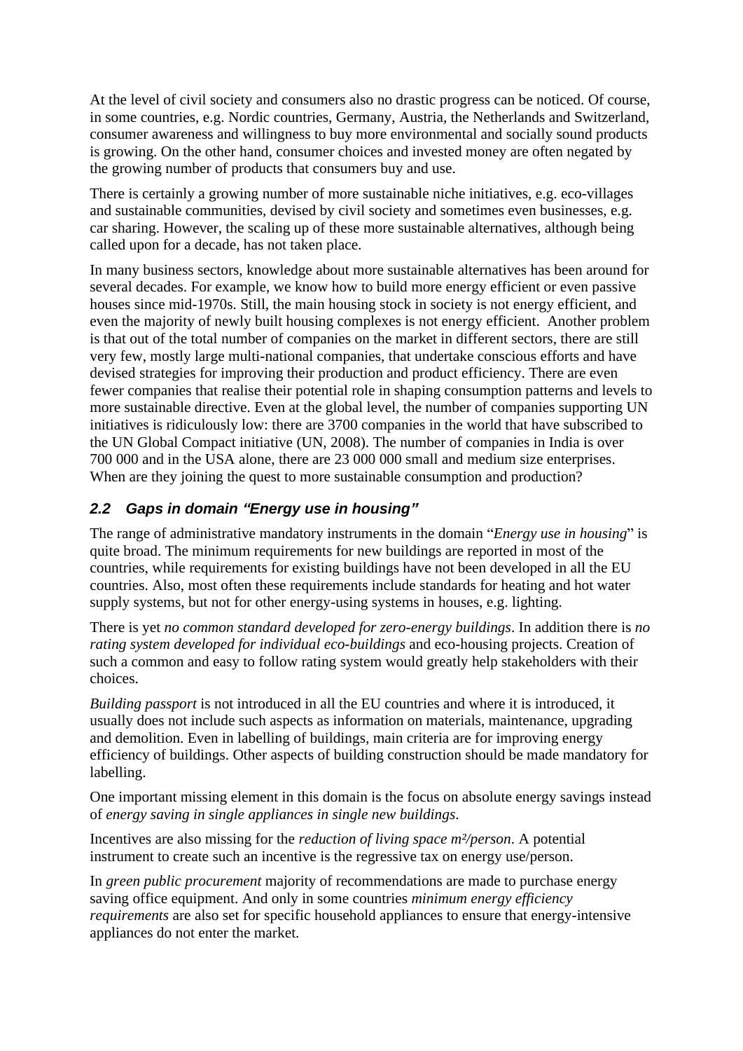At the level of civil society and consumers also no drastic progress can be noticed. Of course, in some countries, e.g. Nordic countries, Germany, Austria, the Netherlands and Switzerland, consumer awareness and willingness to buy more environmental and socially sound products is growing. On the other hand, consumer choices and invested money are often negated by the growing number of products that consumers buy and use.

There is certainly a growing number of more sustainable niche initiatives, e.g. eco-villages and sustainable communities, devised by civil society and sometimes even businesses, e.g. car sharing. However, the scaling up of these more sustainable alternatives, although being called upon for a decade, has not taken place.

In many business sectors, knowledge about more sustainable alternatives has been around for several decades. For example, we know how to build more energy efficient or even passive houses since mid-1970s. Still, the main housing stock in society is not energy efficient, and even the majority of newly built housing complexes is not energy efficient. Another problem is that out of the total number of companies on the market in different sectors, there are still very few, mostly large multi-national companies, that undertake conscious efforts and have devised strategies for improving their production and product efficiency. There are even fewer companies that realise their potential role in shaping consumption patterns and levels to more sustainable directive. Even at the global level, the number of companies supporting UN initiatives is ridiculously low: there are 3700 companies in the world that have subscribed to the UN Global Compact initiative (UN, 2008). The number of companies in India is over 700 000 and in the USA alone, there are 23 000 000 small and medium size enterprises. When are they joining the quest to more sustainable consumption and production?

## 2.2 Gaps in domain "Energy use in housing"

The range of administrative mandatory instruments in the domain "*Energy use in housing*" is quite broad. The minimum requirements for new buildings are reported in most of the countries, while requirements for existing buildings have not been developed in all the EU countries. Also, most often these requirements include standards for heating and hot water supply systems, but not for other energy-using systems in houses, e.g. lighting.

There is yet *no common standard developed for zero-energy buildings*. In addition there is *no rating system developed for individual eco-buildings* and eco-housing projects. Creation of such a common and easy to follow rating system would greatly help stakeholders with their choices.

*Building passport* is not introduced in all the EU countries and where it is introduced, it usually does not include such aspects as information on materials, maintenance, upgrading and demolition. Even in labelling of buildings, main criteria are for improving energy efficiency of buildings. Other aspects of building construction should be made mandatory for labelling.

One important missing element in this domain is the focus on absolute energy savings instead of *energy saving in single appliances in single new buildings*.

Incentives are also missing for the *reduction of living space m²/person*. A potential instrument to create such an incentive is the regressive tax on energy use/person.

In *green public procurement* majority of recommendations are made to purchase energy saving office equipment. And only in some countries *minimum energy efficiency requirements* are also set for specific household appliances to ensure that energy-intensive appliances do not enter the market.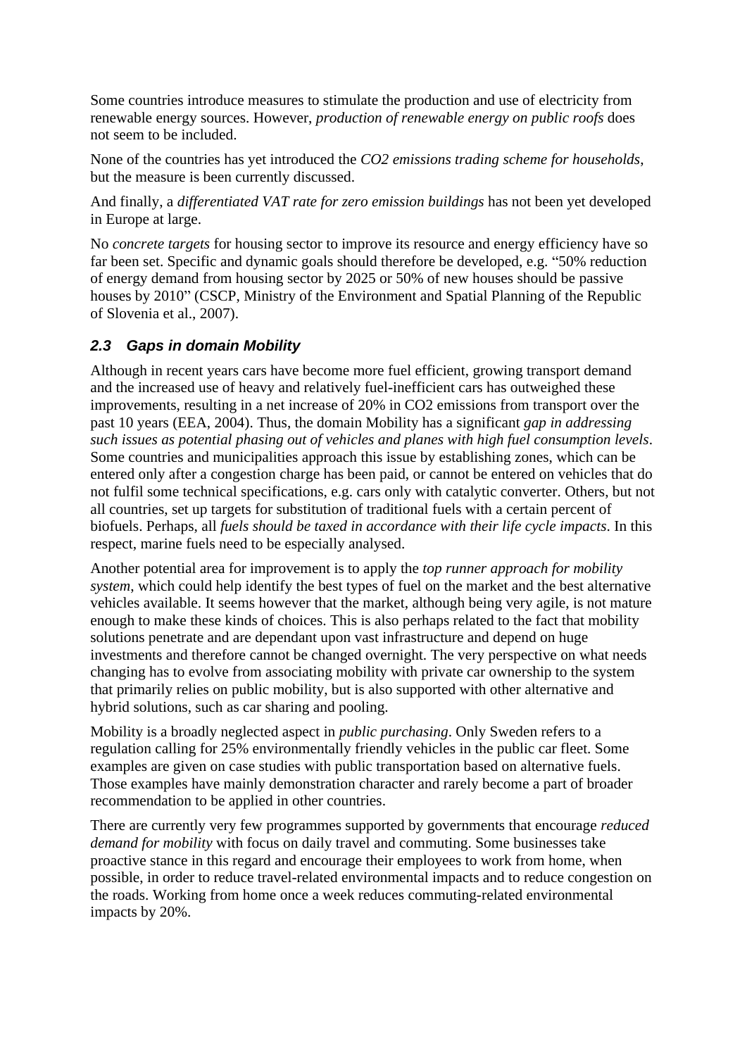Some countries introduce measures to stimulate the production and use of electricity from renewable energy sources. However, *production of renewable energy on public roofs* does not seem to be included.

None of the countries has yet introduced the *CO2 emissions trading scheme for households*, but the measure is been currently discussed.

And finally, a *differentiated VAT rate for zero emission buildings* has not been yet developed in Europe at large.

No *concrete targets* for housing sector to improve its resource and energy efficiency have so far been set. Specific and dynamic goals should therefore be developed, e.g. "50% reduction of energy demand from housing sector by 2025 or 50% of new houses should be passive houses by 2010" (CSCP, Ministry of the Environment and Spatial Planning of the Republic of Slovenia et al., 2007).

### 2.3 Gaps in domain Mobility

Although in recent years cars have become more fuel efficient, growing transport demand and the increased use of heavy and relatively fuel-inefficient cars has outweighed these improvements, resulting in a net increase of 20% in CO2 emissions from transport over the past 10 years (EEA, 2004). Thus, the domain Mobility has a significant *gap in addressing such issues as potential phasing out of vehicles and planes with high fuel consumption levels*. Some countries and municipalities approach this issue by establishing zones, which can be entered only after a congestion charge has been paid, or cannot be entered on vehicles that do not fulfil some technical specifications, e.g. cars only with catalytic converter. Others, but not all countries, set up targets for substitution of traditional fuels with a certain percent of biofuels. Perhaps, all *fuels should be taxed in accordance with their life cycle impacts*. In this respect, marine fuels need to be especially analysed.

Another potential area for improvement is to apply the *top runner approach for mobility system*, which could help identify the best types of fuel on the market and the best alternative vehicles available. It seems however that the market, although being very agile, is not mature enough to make these kinds of choices. This is also perhaps related to the fact that mobility solutions penetrate and are dependant upon vast infrastructure and depend on huge investments and therefore cannot be changed overnight. The very perspective on what needs changing has to evolve from associating mobility with private car ownership to the system that primarily relies on public mobility, but is also supported with other alternative and hybrid solutions, such as car sharing and pooling.

Mobility is a broadly neglected aspect in *public purchasing*. Only Sweden refers to a regulation calling for 25% environmentally friendly vehicles in the public car fleet. Some examples are given on case studies with public transportation based on alternative fuels. Those examples have mainly demonstration character and rarely become a part of broader recommendation to be applied in other countries.

There are currently very few programmes supported by governments that encourage *reduced demand for mobility* with focus on daily travel and commuting. Some businesses take proactive stance in this regard and encourage their employees to work from home, when possible, in order to reduce travel-related environmental impacts and to reduce congestion on the roads. Working from home once a week reduces commuting-related environmental impacts by 20%.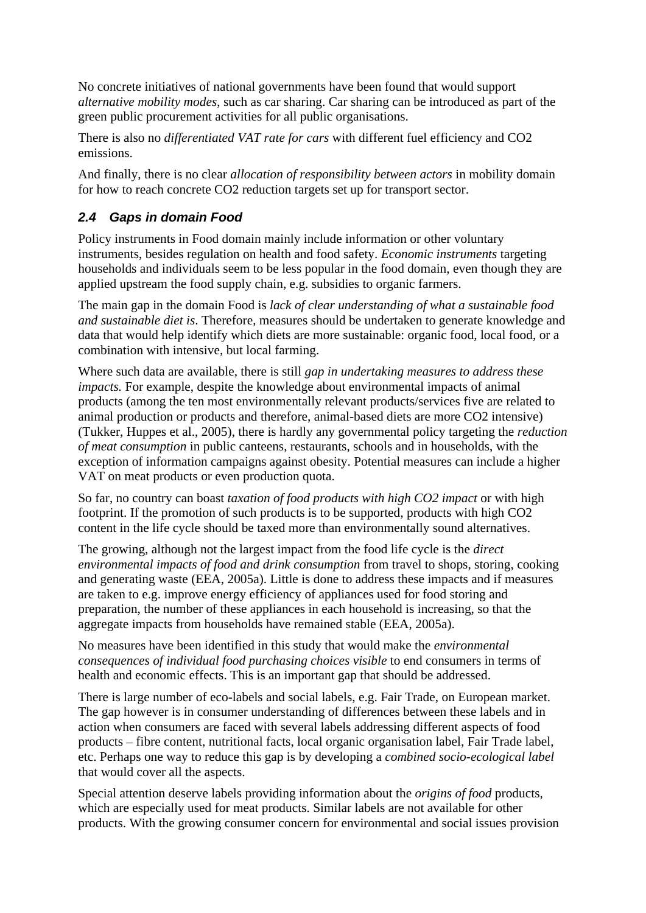No concrete initiatives of national governments have been found that would support *alternative mobility modes*, such as car sharing. Car sharing can be introduced as part of the green public procurement activities for all public organisations.

There is also no *differentiated VAT rate for cars* with different fuel efficiency and CO2 emissions.

And finally, there is no clear *allocation of responsibility between actors* in mobility domain for how to reach concrete CO2 reduction targets set up for transport sector.

### *2.4 Gaps in domain Food*

Policy instruments in Food domain mainly include information or other voluntary instruments, besides regulation on health and food safety. *Economic instruments* targeting households and individuals seem to be less popular in the food domain, even though they are applied upstream the food supply chain, e.g. subsidies to organic farmers.

The main gap in the domain Food is *lack of clear understanding of what a sustainable food and sustainable diet is*. Therefore, measures should be undertaken to generate knowledge and data that would help identify which diets are more sustainable: organic food, local food, or a combination with intensive, but local farming.

Where such data are available, there is still *gap in undertaking measures to address these impacts.* For example, despite the knowledge about environmental impacts of animal products (among the ten most environmentally relevant products/services five are related to animal production or products and therefore, animal-based diets are more CO2 intensive) (Tukker, Huppes et al., 2005), there is hardly any governmental policy targeting the *reduction of meat consumption* in public canteens, restaurants, schools and in households, with the exception of information campaigns against obesity. Potential measures can include a higher VAT on meat products or even production quota.

So far, no country can boast *taxation of food products with high CO2 impact* or with high footprint. If the promotion of such products is to be supported, products with high CO2 content in the life cycle should be taxed more than environmentally sound alternatives.

The growing, although not the largest impact from the food life cycle is the *direct environmental impacts of food and drink consumption* from travel to shops, storing, cooking and generating waste (EEA, 2005a). Little is done to address these impacts and if measures are taken to e.g. improve energy efficiency of appliances used for food storing and preparation, the number of these appliances in each household is increasing, so that the aggregate impacts from households have remained stable (EEA, 2005a).

No measures have been identified in this study that would make the *environmental consequences of individual food purchasing choices visible* to end consumers in terms of health and economic effects. This is an important gap that should be addressed.

There is large number of eco-labels and social labels, e.g. Fair Trade, on European market. The gap however is in consumer understanding of differences between these labels and in action when consumers are faced with several labels addressing different aspects of food products – fibre content, nutritional facts, local organic organisation label, Fair Trade label, etc. Perhaps one way to reduce this gap is by developing a *combined socio-ecological label* that would cover all the aspects.

Special attention deserve labels providing information about the *origins of food* products, which are especially used for meat products. Similar labels are not available for other products. With the growing consumer concern for environmental and social issues provision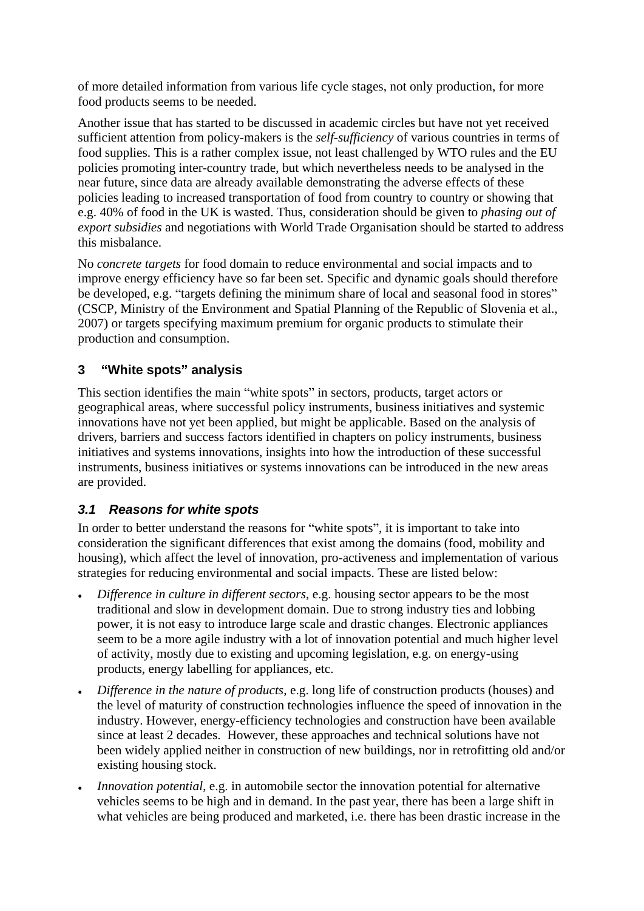of more detailed information from various life cycle stages, not only production, for more food products seems to be needed.

Another issue that has started to be discussed in academic circles but have not yet received sufficient attention from policy-makers is the *self-sufficiency* of various countries in terms of food supplies. This is a rather complex issue, not least challenged by WTO rules and the EU policies promoting inter-country trade, but which nevertheless needs to be analysed in the near future, since data are already available demonstrating the adverse effects of these policies leading to increased transportation of food from country to country or showing that e.g. 40% of food in the UK is wasted. Thus, consideration should be given to *phasing out of export subsidies* and negotiations with World Trade Organisation should be started to address this misbalance.

No *concrete targets* for food domain to reduce environmental and social impacts and to improve energy efficiency have so far been set. Specific and dynamic goals should therefore be developed, e.g. "targets defining the minimum share of local and seasonal food in stores" (CSCP, Ministry of the Environment and Spatial Planning of the Republic of Slovenia et al., 2007) or targets specifying maximum premium for organic products to stimulate their production and consumption.

## 3 "White spots" analysis

This section identifies the main "white spots" in sectors, products, target actors or geographical areas, where successful policy instruments, business initiatives and systemic innovations have not yet been applied, but might be applicable. Based on the analysis of drivers, barriers and success factors identified in chapters on policy instruments, business initiatives and systems innovations, insights into how the introduction of these successful instruments, business initiatives or systems innovations can be introduced in the new areas are provided.

### *3.1 Reasons for white spots*

In order to better understand the reasons for "white spots", it is important to take into consideration the significant differences that exist among the domains (food, mobility and housing), which affect the level of innovation, pro-activeness and implementation of various strategies for reducing environmental and social impacts. These are listed below:

- *Difference in culture in different sectors*, e.g. housing sector appears to be the most traditional and slow in development domain. Due to strong industry ties and lobbing power, it is not easy to introduce large scale and drastic changes. Electronic appliances seem to be a more agile industry with a lot of innovation potential and much higher level of activity, mostly due to existing and upcoming legislation, e.g. on energy-using products, energy labelling for appliances, etc.
- *Difference in the nature of products*, e.g. long life of construction products (houses) and the level of maturity of construction technologies influence the speed of innovation in the industry. However, energy-efficiency technologies and construction have been available since at least 2 decades. However, these approaches and technical solutions have not been widely applied neither in construction of new buildings, nor in retrofitting old and/or existing housing stock.
- *Innovation potential*, e.g. in automobile sector the innovation potential for alternative vehicles seems to be high and in demand. In the past year, there has been a large shift in what vehicles are being produced and marketed, i.e. there has been drastic increase in the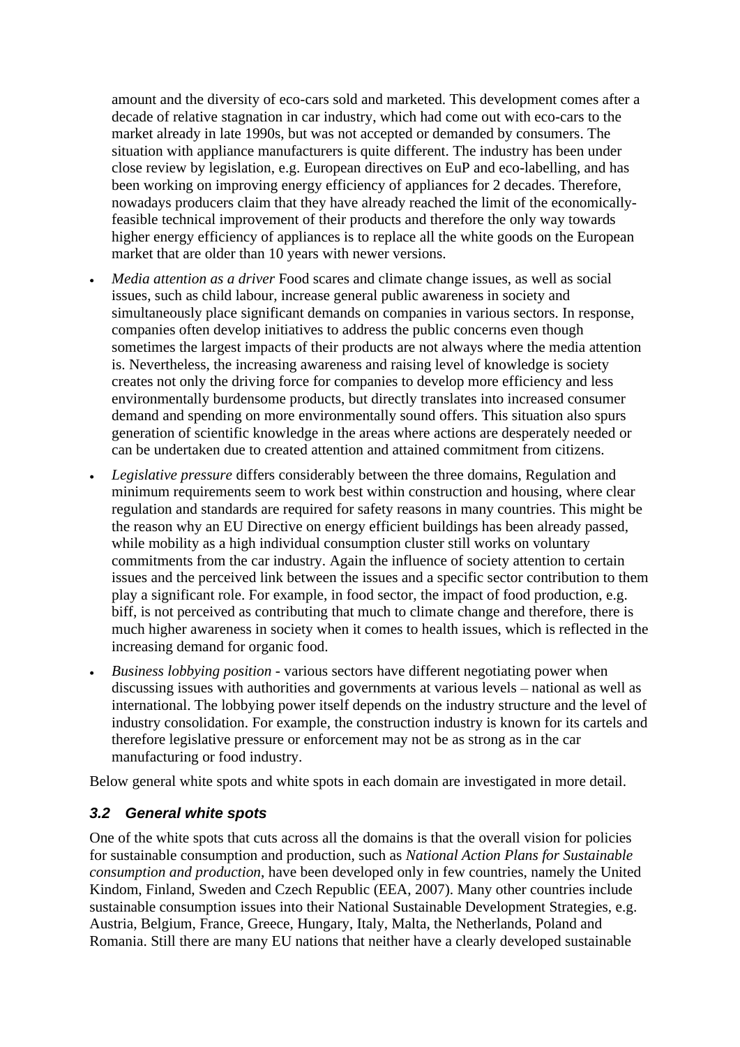amount and the diversity of eco-cars sold and marketed. This development comes after a decade of relative stagnation in car industry, which had come out with eco-cars to the market already in late 1990s, but was not accepted or demanded by consumers. The situation with appliance manufacturers is quite different. The industry has been under close review by legislation, e.g. European directives on EuP and eco-labelling, and has been working on improving energy efficiency of appliances for 2 decades. Therefore, nowadays producers claim that they have already reached the limit of the economically-feasible technical improvement of their products and therefore the only way towards higher energy efficiency of appliances is to replace all the white goods on the European market that are older than 10 years with newer versions.

- *Media attention as a driver* Food scares and climate change issues, as well as social issues, such as child labour, increase general public awareness in society and simultaneously place significant demands on companies in various sectors. In response, companies often develop initiatives to address the public concerns even though sometimes the largest impacts of their products are not always where the media attention is. Nevertheless, the increasing awareness and raising level of knowledge is society creates not only the driving force for companies to develop more efficiency and less environmentally burdensome products, but directly translates into increased consumer demand and spending on more environmentally sound offers. This situation also spurs generation of scientific knowledge in the areas where actions are desperately needed or can be undertaken due to created attention and attained commitment from citizens.
- *Legislative pressure* differs considerably between the three domains, Regulation and minimum requirements seem to work best within construction and housing, where clear regulation and standards are required for safety reasons in many countries. This might be the reason why an EU Directive on energy efficient buildings has been already passed, while mobility as a high individual consumption cluster still works on voluntary commitments from the car industry. Again the influence of society attention to certain issues and the perceived link between the issues and a specific sector contribution to them play a significant role. For example, in food sector, the impact of food production, e.g. biff, is not perceived as contributing that much to climate change and therefore, there is much higher awareness in society when it comes to health issues, which is reflected in the increasing demand for organic food.
- *Business lobbying position* - various sectors have different negotiating power when discussing issues with authorities and governments at various levels – national as well as international. The lobbying power itself depends on the industry structure and the level of industry consolidation. For example, the construction industry is known for its cartels and therefore legislative pressure or enforcement may not be as strong as in the car manufacturing or food industry.

Below general white spots and white spots in each domain are investigated in more detail.

### 3.2 General white spots

One of the white spots that cuts across all the domains is that the overall vision for policies for sustainable consumption and production, such as *National Action Plans for Sustainable consumption and production*, have been developed only in few countries, namely the United Kindom, Finland, Sweden and Czech Republic (EEA, 2007). Many other countries include sustainable consumption issues into their National Sustainable Development Strategies, e.g. Austria, Belgium, France, Greece, Hungary, Italy, Malta, the Netherlands, Poland and Romania. Still there are many EU nations that neither have a clearly developed sustainable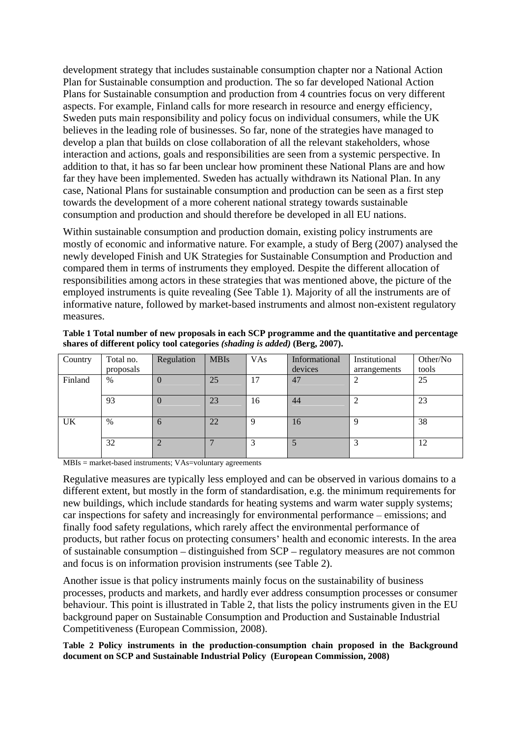development strategy that includes sustainable consumption chapter nor a National Action Plan for Sustainable consumption and production. The so far developed National Action Plans for Sustainable consumption and production from 4 countries focus on very different aspects. For example, Finland calls for more research in resource and energy efficiency, Sweden puts main responsibility and policy focus on individual consumers, while the UK believes in the leading role of businesses. So far, none of the strategies have managed to develop a plan that builds on close collaboration of all the relevant stakeholders, whose interaction and actions, goals and responsibilities are seen from a systemic perspective. In addition to that, it has so far been unclear how prominent these National Plans are and how far they have been implemented. Sweden has actually withdrawn its National Plan. In any case, National Plans for sustainable consumption and production can be seen as a first step towards the development of a more coherent national strategy towards sustainable consumption and production and should therefore be developed in all EU nations.

Within sustainable consumption and production domain, existing policy instruments are mostly of economic and informative nature. For example, a study of Berg (2007) analysed the newly developed Finish and UK Strategies for Sustainable Consumption and Production and compared them in terms of instruments they employed. Despite the different allocation of responsibilities among actors in these strategies that was mentioned above, the picture of the employed instruments is quite revealing (See Table 1). Majority of all the instruments are of informative nature, followed by market-based instruments and almost non-existent regulatory measures.

**Table 1 Total number of new proposals in each SCP programme and the quantitative and percentage shares of different policy tool categories *(shading is added)* (Berg, 2007).**

| Country | Total no. proposals | Regulation | MBIs | VAs | Informational devices | Institutional arrangements | Other/No tools |
|---|---|---|---|---|---|---|---|
| Finland | % | 0 | 25 | 17 | 47 | 2 | 25 |
| | 93 | 0 | 23 | 16 | 44 | 2 | 23 |
| UK | % | 6 | 22 | 9 | 16 | 9 | 38 |
| | 32 | 2 | 7 | 3 | 5 | 3 | 12 |

MBIs = market-based instruments; VAs=voluntary agreements

Regulative measures are typically less employed and can be observed in various domains to a different extent, but mostly in the form of standardisation, e.g. the minimum requirements for new buildings, which include standards for heating systems and warm water supply systems; car inspections for safety and increasingly for environmental performance – emissions; and finally food safety regulations, which rarely affect the environmental performance of products, but rather focus on protecting consumers' health and economic interests. In the area of sustainable consumption – distinguished from SCP – regulatory measures are not common and focus is on information provision instruments (see Table 2).

Another issue is that policy instruments mainly focus on the sustainability of business processes, products and markets, and hardly ever address consumption processes or consumer behaviour. This point is illustrated in Table 2, that lists the policy instruments given in the EU background paper on Sustainable Consumption and Production and Sustainable Industrial Competitiveness (European Commission, 2008).

**Table 2 Policy instruments in the production-consumption chain proposed in the Background document on SCP and Sustainable Industrial Policy (European Commission, 2008)**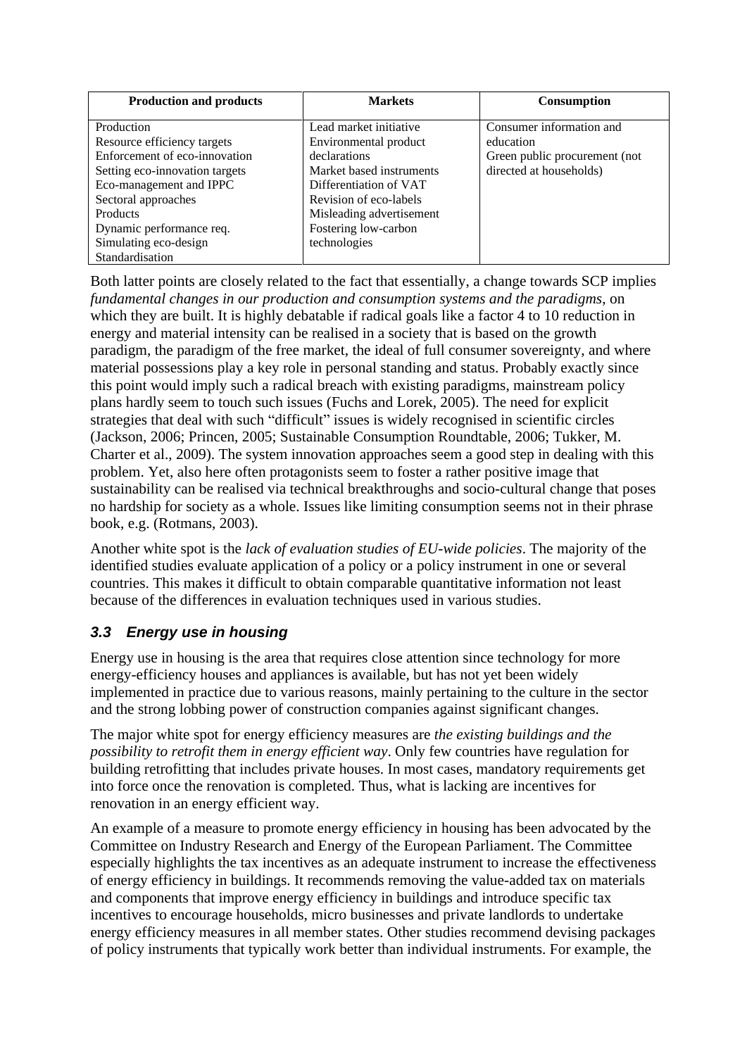| Production and products | Markets | Consumption |
|---|---|---|
| Production<br>Resource efficiency targets<br>Enforcement of eco-innovation<br>Setting eco-innovation targets<br>Eco-management and IPPC<br>Sectoral approaches<br>Products<br>Dynamic performance req.<br>Simulating eco-design<br>Standardisation | Lead market initiative<br>Environmental product declarations<br>Market based instruments<br>Differentiation of VAT<br>Revision of eco-labels<br>Misleading advertisement<br>Fostering low-carbon technologies | Consumer information and education<br>Green public procurement (not directed at households) |

Both latter points are closely related to the fact that essentially, a change towards SCP implies *fundamental changes in our production and consumption systems and the paradigms*, on which they are built. It is highly debatable if radical goals like a factor 4 to 10 reduction in energy and material intensity can be realised in a society that is based on the growth paradigm, the paradigm of the free market, the ideal of full consumer sovereignty, and where material possessions play a key role in personal standing and status. Probably exactly since this point would imply such a radical breach with existing paradigms, mainstream policy plans hardly seem to touch such issues (Fuchs and Lorek, 2005). The need for explicit strategies that deal with such "difficult" issues is widely recognised in scientific circles (Jackson, 2006; Princen, 2005; Sustainable Consumption Roundtable, 2006; Tukker, M. Charter et al., 2009). The system innovation approaches seem a good step in dealing with this problem. Yet, also here often protagonists seem to foster a rather positive image that sustainability can be realised via technical breakthroughs and socio-cultural change that poses no hardship for society as a whole. Issues like limiting consumption seems not in their phrase book, e.g. (Rotmans, 2003).

Another white spot is the *lack of evaluation studies of EU-wide policies*. The majority of the identified studies evaluate application of a policy or a policy instrument in one or several countries. This makes it difficult to obtain comparable quantitative information not least because of the differences in evaluation techniques used in various studies.

### 3.3 Energy use in housing

Energy use in housing is the area that requires close attention since technology for more energy-efficiency houses and appliances is available, but has not yet been widely implemented in practice due to various reasons, mainly pertaining to the culture in the sector and the strong lobbing power of construction companies against significant changes.

The major white spot for energy efficiency measures are *the existing buildings and the possibility to retrofit them in energy efficient way*. Only few countries have regulation for building retrofitting that includes private houses. In most cases, mandatory requirements get into force once the renovation is completed. Thus, what is lacking are incentives for renovation in an energy efficient way.

An example of a measure to promote energy efficiency in housing has been advocated by the Committee on Industry Research and Energy of the European Parliament. The Committee especially highlights the tax incentives as an adequate instrument to increase the effectiveness of energy efficiency in buildings. It recommends removing the value-added tax on materials and components that improve energy efficiency in buildings and introduce specific tax incentives to encourage households, micro businesses and private landlords to undertake energy efficiency measures in all member states. Other studies recommend devising packages of policy instruments that typically work better than individual instruments. For example, the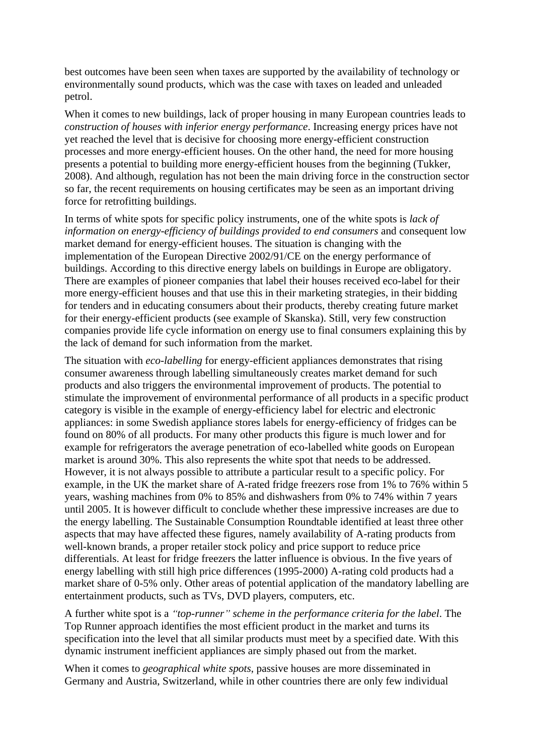best outcomes have been seen when taxes are supported by the availability of technology or environmentally sound products, which was the case with taxes on leaded and unleaded petrol.

When it comes to new buildings, lack of proper housing in many European countries leads to *construction of houses with inferior energy performance*. Increasing energy prices have not yet reached the level that is decisive for choosing more energy-efficient construction processes and more energy-efficient houses. On the other hand, the need for more housing presents a potential to building more energy-efficient houses from the beginning (Tukker, 2008). And although, regulation has not been the main driving force in the construction sector so far, the recent requirements on housing certificates may be seen as an important driving force for retrofitting buildings.

In terms of white spots for specific policy instruments, one of the white spots is *lack of information on energy-efficiency of buildings provided to end consumers* and consequent low market demand for energy-efficient houses. The situation is changing with the implementation of the European Directive 2002/91/CE on the energy performance of buildings. According to this directive energy labels on buildings in Europe are obligatory. There are examples of pioneer companies that label their houses received eco-label for their more energy-efficient houses and that use this in their marketing strategies, in their bidding for tenders and in educating consumers about their products, thereby creating future market for their energy-efficient products (see example of Skanska). Still, very few construction companies provide life cycle information on energy use to final consumers explaining this by the lack of demand for such information from the market.

The situation with *eco-labelling* for energy-efficient appliances demonstrates that rising consumer awareness through labelling simultaneously creates market demand for such products and also triggers the environmental improvement of products. The potential to stimulate the improvement of environmental performance of all products in a specific product category is visible in the example of energy-efficiency label for electric and electronic appliances: in some Swedish appliance stores labels for energy-efficiency of fridges can be found on 80% of all products. For many other products this figure is much lower and for example for refrigerators the average penetration of eco-labelled white goods on European market is around 30%. This also represents the white spot that needs to be addressed. However, it is not always possible to attribute a particular result to a specific policy. For example, in the UK the market share of A-rated fridge freezers rose from 1% to 76% within 5 years, washing machines from 0% to 85% and dishwashers from 0% to 74% within 7 years until 2005. It is however difficult to conclude whether these impressive increases are due to the energy labelling. The Sustainable Consumption Roundtable identified at least three other aspects that may have affected these figures, namely availability of A-rating products from well-known brands, a proper retailer stock policy and price support to reduce price differentials. At least for fridge freezers the latter influence is obvious. In the five years of energy labelling with still high price differences (1995-2000) A-rating cold products had a market share of 0-5% only. Other areas of potential application of the mandatory labelling are entertainment products, such as TVs, DVD players, computers, etc.

A further white spot is a *"top-runner" scheme in the performance criteria for the label*. The Top Runner approach identifies the most efficient product in the market and turns its specification into the level that all similar products must meet by a specified date. With this dynamic instrument inefficient appliances are simply phased out from the market.

When it comes to *geographical white spots*, passive houses are more disseminated in Germany and Austria, Switzerland, while in other countries there are only few individual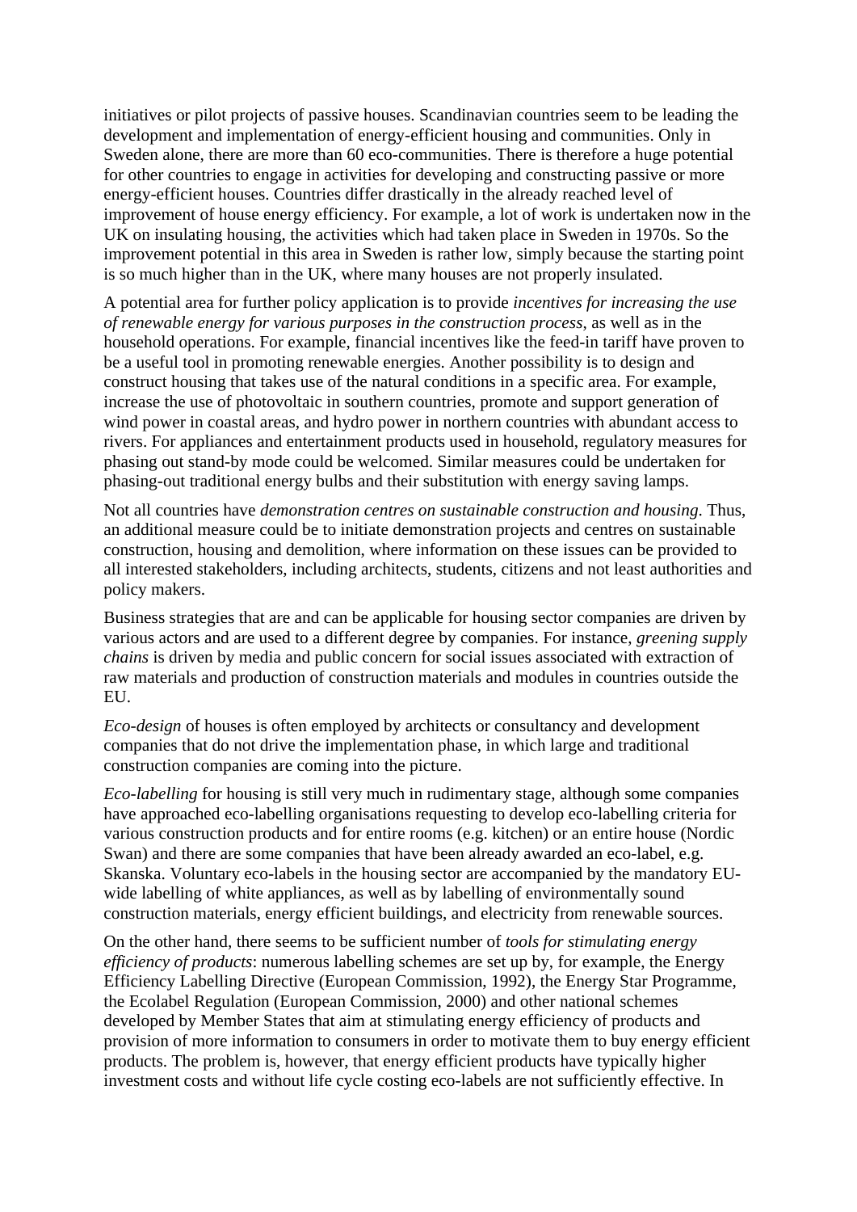initiatives or pilot projects of passive houses. Scandinavian countries seem to be leading the development and implementation of energy-efficient housing and communities. Only in Sweden alone, there are more than 60 eco-communities. There is therefore a huge potential for other countries to engage in activities for developing and constructing passive or more energy-efficient houses. Countries differ drastically in the already reached level of improvement of house energy efficiency. For example, a lot of work is undertaken now in the UK on insulating housing, the activities which had taken place in Sweden in 1970s. So the improvement potential in this area in Sweden is rather low, simply because the starting point is so much higher than in the UK, where many houses are not properly insulated.

A potential area for further policy application is to provide *incentives for increasing the use of renewable energy for various purposes in the construction process*, as well as in the household operations. For example, financial incentives like the feed-in tariff have proven to be a useful tool in promoting renewable energies. Another possibility is to design and construct housing that takes use of the natural conditions in a specific area. For example, increase the use of photovoltaic in southern countries, promote and support generation of wind power in coastal areas, and hydro power in northern countries with abundant access to rivers. For appliances and entertainment products used in household, regulatory measures for phasing out stand-by mode could be welcomed. Similar measures could be undertaken for phasing-out traditional energy bulbs and their substitution with energy saving lamps.

Not all countries have *demonstration centres on sustainable construction and housing*. Thus, an additional measure could be to initiate demonstration projects and centres on sustainable construction, housing and demolition, where information on these issues can be provided to all interested stakeholders, including architects, students, citizens and not least authorities and policy makers.

Business strategies that are and can be applicable for housing sector companies are driven by various actors and are used to a different degree by companies. For instance, *greening supply chains* is driven by media and public concern for social issues associated with extraction of raw materials and production of construction materials and modules in countries outside the EU.

*Eco-design* of houses is often employed by architects or consultancy and development companies that do not drive the implementation phase, in which large and traditional construction companies are coming into the picture.

*Eco-labelling* for housing is still very much in rudimentary stage, although some companies have approached eco-labelling organisations requesting to develop eco-labelling criteria for various construction products and for entire rooms (e.g. kitchen) or an entire house (Nordic Swan) and there are some companies that have been already awarded an eco-label, e.g. Skanska. Voluntary eco-labels in the housing sector are accompanied by the mandatory EU-wide labelling of white appliances, as well as by labelling of environmentally sound construction materials, energy efficient buildings, and electricity from renewable sources.

On the other hand, there seems to be sufficient number of *tools for stimulating energy efficiency of products*: numerous labelling schemes are set up by, for example, the Energy Efficiency Labelling Directive (European Commission, 1992), the Energy Star Programme, the Ecolabel Regulation (European Commission, 2000) and other national schemes developed by Member States that aim at stimulating energy efficiency of products and provision of more information to consumers in order to motivate them to buy energy efficient products. The problem is, however, that energy efficient products have typically higher investment costs and without life cycle costing eco-labels are not sufficiently effective. In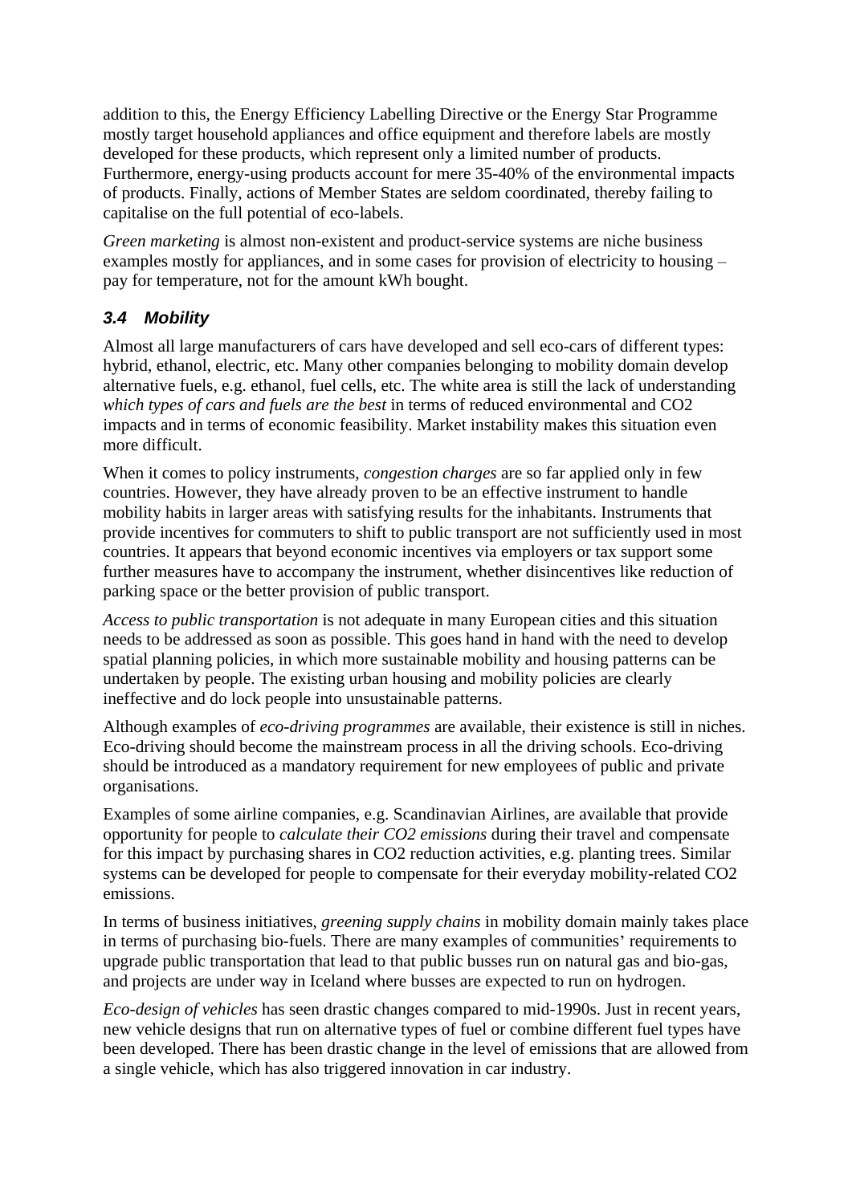addition to this, the Energy Efficiency Labelling Directive or the Energy Star Programme mostly target household appliances and office equipment and therefore labels are mostly developed for these products, which represent only a limited number of products. Furthermore, energy-using products account for mere 35-40% of the environmental impacts of products. Finally, actions of Member States are seldom coordinated, thereby failing to capitalise on the full potential of eco-labels.

*Green marketing* is almost non-existent and product-service systems are niche business examples mostly for appliances, and in some cases for provision of electricity to housing – pay for temperature, not for the amount kWh bought.

### *3.4 Mobility*

Almost all large manufacturers of cars have developed and sell eco-cars of different types: hybrid, ethanol, electric, etc. Many other companies belonging to mobility domain develop alternative fuels, e.g. ethanol, fuel cells, etc. The white area is still the lack of understanding *which types of cars and fuels are the best* in terms of reduced environmental and CO2 impacts and in terms of economic feasibility. Market instability makes this situation even more difficult.

When it comes to policy instruments, *congestion charges* are so far applied only in few countries. However, they have already proven to be an effective instrument to handle mobility habits in larger areas with satisfying results for the inhabitants. Instruments that provide incentives for commuters to shift to public transport are not sufficiently used in most countries. It appears that beyond economic incentives via employers or tax support some further measures have to accompany the instrument, whether disincentives like reduction of parking space or the better provision of public transport.

*Access to public transportation* is not adequate in many European cities and this situation needs to be addressed as soon as possible. This goes hand in hand with the need to develop spatial planning policies, in which more sustainable mobility and housing patterns can be undertaken by people. The existing urban housing and mobility policies are clearly ineffective and do lock people into unsustainable patterns.

Although examples of *eco-driving programmes* are available, their existence is still in niches. Eco-driving should become the mainstream process in all the driving schools. Eco-driving should be introduced as a mandatory requirement for new employees of public and private organisations.

Examples of some airline companies, e.g. Scandinavian Airlines, are available that provide opportunity for people to *calculate their CO2 emissions* during their travel and compensate for this impact by purchasing shares in CO2 reduction activities, e.g. planting trees. Similar systems can be developed for people to compensate for their everyday mobility-related CO2 emissions.

In terms of business initiatives, *greening supply chains* in mobility domain mainly takes place in terms of purchasing bio-fuels. There are many examples of communities' requirements to upgrade public transportation that lead to that public busses run on natural gas and bio-gas, and projects are under way in Iceland where busses are expected to run on hydrogen.

*Eco-design of vehicles* has seen drastic changes compared to mid-1990s. Just in recent years, new vehicle designs that run on alternative types of fuel or combine different fuel types have been developed. There has been drastic change in the level of emissions that are allowed from a single vehicle, which has also triggered innovation in car industry.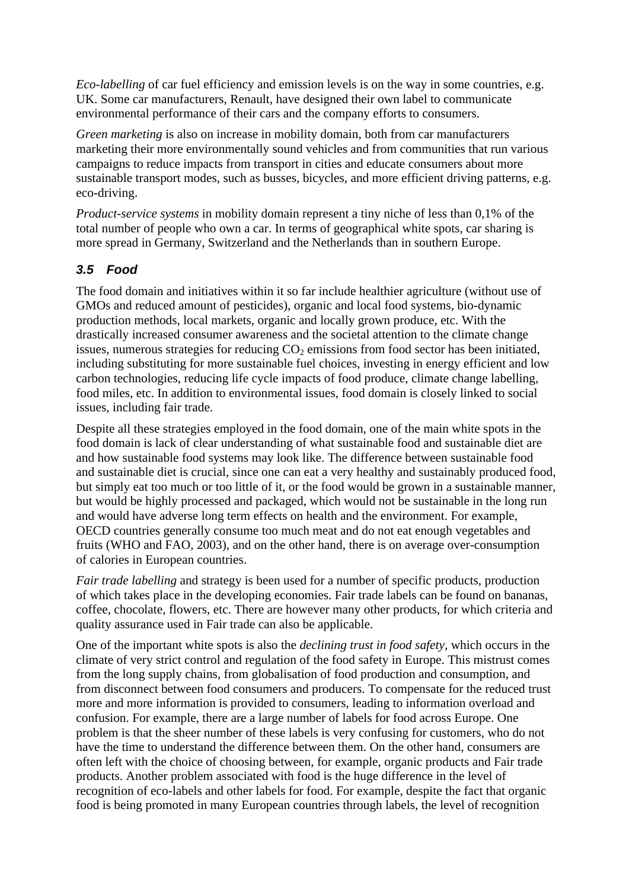*Eco-labelling* of car fuel efficiency and emission levels is on the way in some countries, e.g. UK. Some car manufacturers, Renault, have designed their own label to communicate environmental performance of their cars and the company efforts to consumers.

*Green marketing* is also on increase in mobility domain, both from car manufacturers marketing their more environmentally sound vehicles and from communities that run various campaigns to reduce impacts from transport in cities and educate consumers about more sustainable transport modes, such as busses, bicycles, and more efficient driving patterns, e.g. eco-driving.

*Product-service systems* in mobility domain represent a tiny niche of less than 0,1% of the total number of people who own a car. In terms of geographical white spots, car sharing is more spread in Germany, Switzerland and the Netherlands than in southern Europe.

### *3.5 Food*

The food domain and initiatives within it so far include healthier agriculture (without use of GMOs and reduced amount of pesticides), organic and local food systems, bio-dynamic production methods, local markets, organic and locally grown produce, etc. With the drastically increased consumer awareness and the societal attention to the climate change issues, numerous strategies for reducing $CO_2$ emissions from food sector has been initiated, including substituting for more sustainable fuel choices, investing in energy efficient and low carbon technologies, reducing life cycle impacts of food produce, climate change labelling, food miles, etc. In addition to environmental issues, food domain is closely linked to social issues, including fair trade.

Despite all these strategies employed in the food domain, one of the main white spots in the food domain is lack of clear understanding of what sustainable food and sustainable diet are and how sustainable food systems may look like. The difference between sustainable food and sustainable diet is crucial, since one can eat a very healthy and sustainably produced food, but simply eat too much or too little of it, or the food would be grown in a sustainable manner, but would be highly processed and packaged, which would not be sustainable in the long run and would have adverse long term effects on health and the environment. For example, OECD countries generally consume too much meat and do not eat enough vegetables and fruits (WHO and FAO, 2003), and on the other hand, there is on average over-consumption of calories in European countries.

*Fair trade labelling* and strategy is been used for a number of specific products, production of which takes place in the developing economies. Fair trade labels can be found on bananas, coffee, chocolate, flowers, etc. There are however many other products, for which criteria and quality assurance used in Fair trade can also be applicable.

One of the important white spots is also the *declining trust in food safety*, which occurs in the climate of very strict control and regulation of the food safety in Europe. This mistrust comes from the long supply chains, from globalisation of food production and consumption, and from disconnect between food consumers and producers. To compensate for the reduced trust more and more information is provided to consumers, leading to information overload and confusion. For example, there are a large number of labels for food across Europe. One problem is that the sheer number of these labels is very confusing for customers, who do not have the time to understand the difference between them. On the other hand, consumers are often left with the choice of choosing between, for example, organic products and Fair trade products. Another problem associated with food is the huge difference in the level of recognition of eco-labels and other labels for food. For example, despite the fact that organic food is being promoted in many European countries through labels, the level of recognition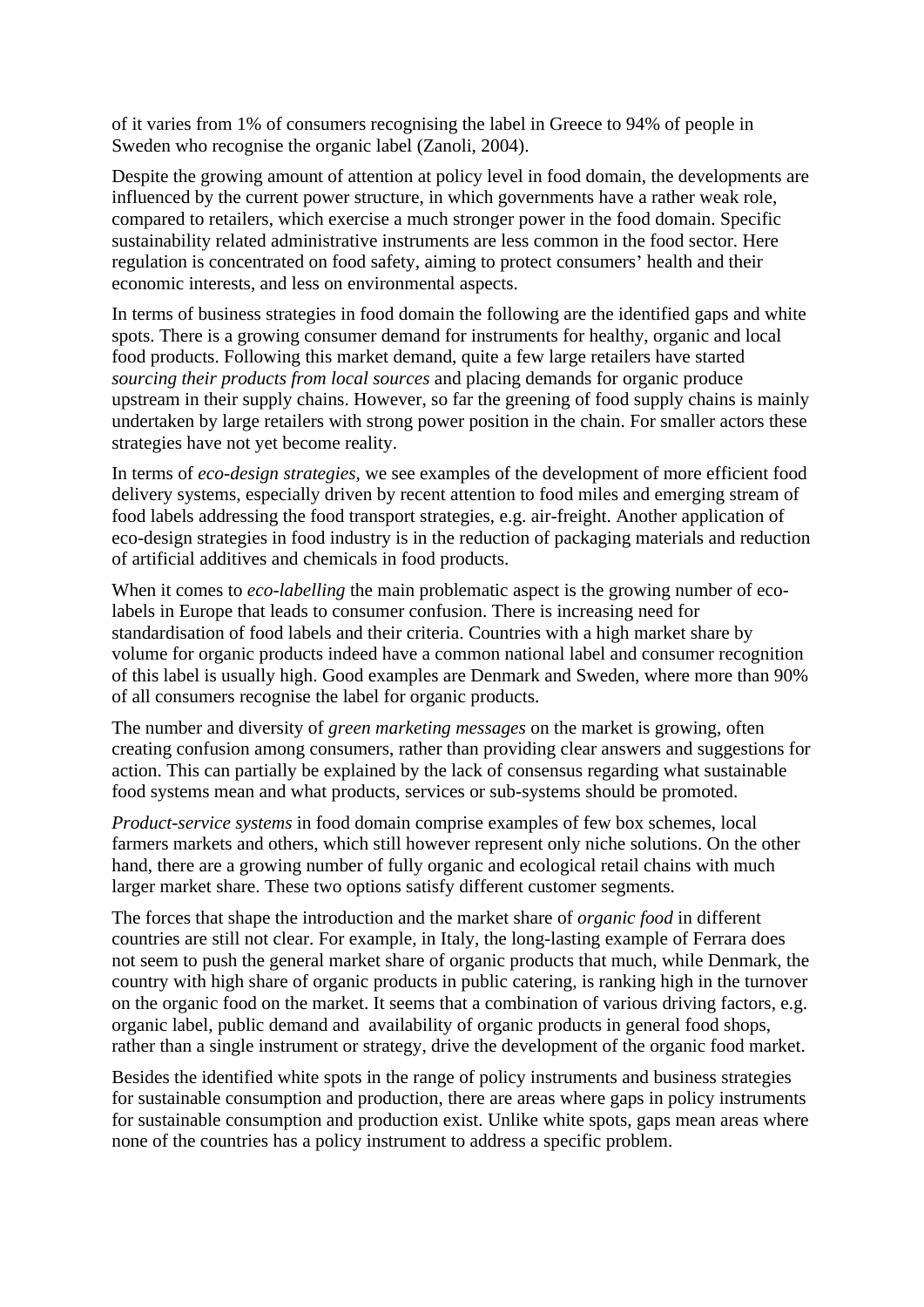of it varies from 1% of consumers recognising the label in Greece to 94% of people in Sweden who recognise the organic label (Zanoli, 2004).

Despite the growing amount of attention at policy level in food domain, the developments are influenced by the current power structure, in which governments have a rather weak role, compared to retailers, which exercise a much stronger power in the food domain. Specific sustainability related administrative instruments are less common in the food sector. Here regulation is concentrated on food safety, aiming to protect consumers' health and their economic interests, and less on environmental aspects.

In terms of business strategies in food domain the following are the identified gaps and white spots. There is a growing consumer demand for instruments for healthy, organic and local food products. Following this market demand, quite a few large retailers have started *sourcing their products from local sources* and placing demands for organic produce upstream in their supply chains. However, so far the greening of food supply chains is mainly undertaken by large retailers with strong power position in the chain. For smaller actors these strategies have not yet become reality.

In terms of *eco-design strategies*, we see examples of the development of more efficient food delivery systems, especially driven by recent attention to food miles and emerging stream of food labels addressing the food transport strategies, e.g. air-freight. Another application of eco-design strategies in food industry is in the reduction of packaging materials and reduction of artificial additives and chemicals in food products.

When it comes to *eco-labelling* the main problematic aspect is the growing number of eco-labels in Europe that leads to consumer confusion. There is increasing need for standardisation of food labels and their criteria. Countries with a high market share by volume for organic products indeed have a common national label and consumer recognition of this label is usually high. Good examples are Denmark and Sweden, where more than 90% of all consumers recognise the label for organic products.

The number and diversity of *green marketing messages* on the market is growing, often creating confusion among consumers, rather than providing clear answers and suggestions for action. This can partially be explained by the lack of consensus regarding what sustainable food systems mean and what products, services or sub-systems should be promoted.

*Product-service systems* in food domain comprise examples of few box schemes, local farmers markets and others, which still however represent only niche solutions. On the other hand, there are a growing number of fully organic and ecological retail chains with much larger market share. These two options satisfy different customer segments.

The forces that shape the introduction and the market share of *organic food* in different countries are still not clear. For example, in Italy, the long-lasting example of Ferrara does not seem to push the general market share of organic products that much, while Denmark, the country with high share of organic products in public catering, is ranking high in the turnover on the organic food on the market. It seems that a combination of various driving factors, e.g. organic label, public demand and availability of organic products in general food shops, rather than a single instrument or strategy, drive the development of the organic food market.

Besides the identified white spots in the range of policy instruments and business strategies for sustainable consumption and production, there are areas where gaps in policy instruments for sustainable consumption and production exist. Unlike white spots, gaps mean areas where none of the countries has a policy instrument to address a specific problem.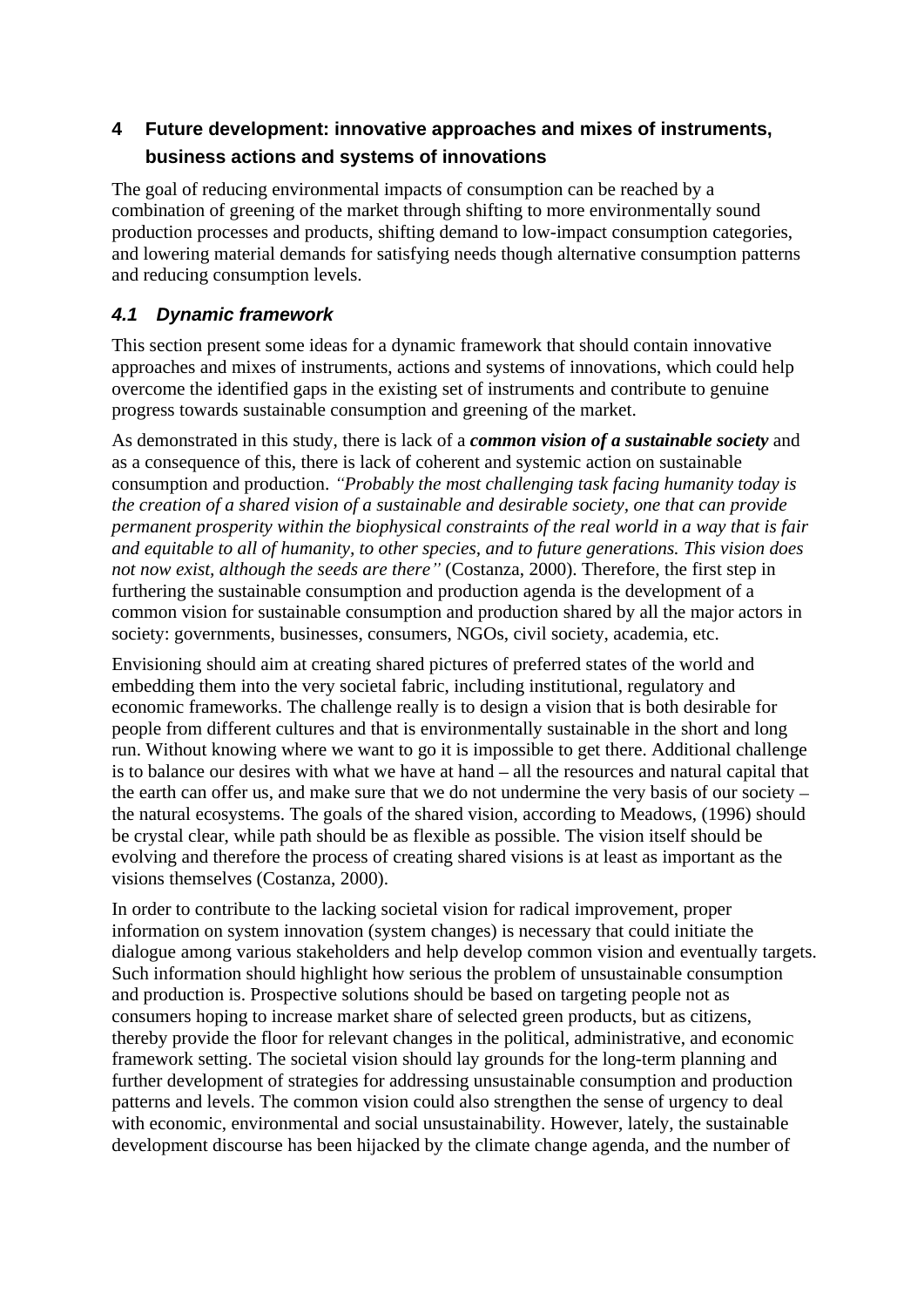# 4 Future development: innovative approaches and mixes of instruments, business actions and systems of innovations

The goal of reducing environmental impacts of consumption can be reached by a combination of greening of the market through shifting to more environmentally sound production processes and products, shifting demand to low-impact consumption categories, and lowering material demands for satisfying needs though alternative consumption patterns and reducing consumption levels.

## *4.1 Dynamic framework*

This section present some ideas for a dynamic framework that should contain innovative approaches and mixes of instruments, actions and systems of innovations, which could help overcome the identified gaps in the existing set of instruments and contribute to genuine progress towards sustainable consumption and greening of the market.

As demonstrated in this study, there is lack of a ***common vision of a sustainable society*** and as a consequence of this, there is lack of coherent and systemic action on sustainable consumption and production. *"Probably the most challenging task facing humanity today is the creation of a shared vision of a sustainable and desirable society, one that can provide permanent prosperity within the biophysical constraints of the real world in a way that is fair and equitable to all of humanity, to other species, and to future generations. This vision does not now exist, although the seeds are there"* (Costanza, 2000). Therefore, the first step in furthering the sustainable consumption and production agenda is the development of a common vision for sustainable consumption and production shared by all the major actors in society: governments, businesses, consumers, NGOs, civil society, academia, etc.

Envisioning should aim at creating shared pictures of preferred states of the world and embedding them into the very societal fabric, including institutional, regulatory and economic frameworks. The challenge really is to design a vision that is both desirable for people from different cultures and that is environmentally sustainable in the short and long run. Without knowing where we want to go it is impossible to get there. Additional challenge is to balance our desires with what we have at hand – all the resources and natural capital that the earth can offer us, and make sure that we do not undermine the very basis of our society – the natural ecosystems. The goals of the shared vision, according to Meadows, (1996) should be crystal clear, while path should be as flexible as possible. The vision itself should be evolving and therefore the process of creating shared visions is at least as important as the visions themselves (Costanza, 2000).

In order to contribute to the lacking societal vision for radical improvement, proper information on system innovation (system changes) is necessary that could initiate the dialogue among various stakeholders and help develop common vision and eventually targets. Such information should highlight how serious the problem of unsustainable consumption and production is. Prospective solutions should be based on targeting people not as consumers hoping to increase market share of selected green products, but as citizens, thereby provide the floor for relevant changes in the political, administrative, and economic framework setting. The societal vision should lay grounds for the long-term planning and further development of strategies for addressing unsustainable consumption and production patterns and levels. The common vision could also strengthen the sense of urgency to deal with economic, environmental and social unsustainability. However, lately, the sustainable development discourse has been hijacked by the climate change agenda, and the number of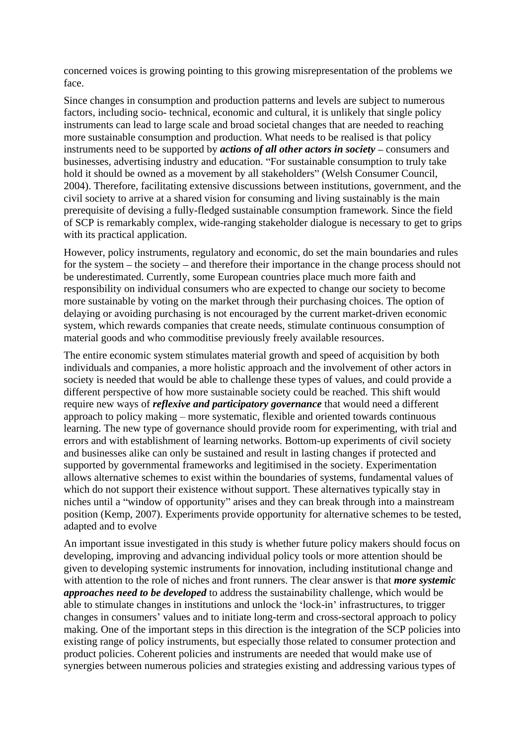concerned voices is growing pointing to this growing misrepresentation of the problems we face.

Since changes in consumption and production patterns and levels are subject to numerous factors, including socio- technical, economic and cultural, it is unlikely that single policy instruments can lead to large scale and broad societal changes that are needed to reaching more sustainable consumption and production. What needs to be realised is that policy instruments need to be supported by ***actions of all other actors in society*** – consumers and businesses, advertising industry and education. "For sustainable consumption to truly take hold it should be owned as a movement by all stakeholders" (Welsh Consumer Council, 2004). Therefore, facilitating extensive discussions between institutions, government, and the civil society to arrive at a shared vision for consuming and living sustainably is the main prerequisite of devising a fully-fledged sustainable consumption framework. Since the field of SCP is remarkably complex, wide-ranging stakeholder dialogue is necessary to get to grips with its practical application.

However, policy instruments, regulatory and economic, do set the main boundaries and rules for the system – the society – and therefore their importance in the change process should not be underestimated. Currently, some European countries place much more faith and responsibility on individual consumers who are expected to change our society to become more sustainable by voting on the market through their purchasing choices. The option of delaying or avoiding purchasing is not encouraged by the current market-driven economic system, which rewards companies that create needs, stimulate continuous consumption of material goods and who commoditise previously freely available resources.

The entire economic system stimulates material growth and speed of acquisition by both individuals and companies, a more holistic approach and the involvement of other actors in society is needed that would be able to challenge these types of values, and could provide a different perspective of how more sustainable society could be reached. This shift would require new ways of ***reflexive and participatory governance*** that would need a different approach to policy making – more systematic, flexible and oriented towards continuous learning. The new type of governance should provide room for experimenting, with trial and errors and with establishment of learning networks. Bottom-up experiments of civil society and businesses alike can only be sustained and result in lasting changes if protected and supported by governmental frameworks and legitimised in the society. Experimentation allows alternative schemes to exist within the boundaries of systems, fundamental values of which do not support their existence without support. These alternatives typically stay in niches until a "window of opportunity" arises and they can break through into a mainstream position (Kemp, 2007). Experiments provide opportunity for alternative schemes to be tested, adapted and to evolve

An important issue investigated in this study is whether future policy makers should focus on developing, improving and advancing individual policy tools or more attention should be given to developing systemic instruments for innovation, including institutional change and with attention to the role of niches and front runners. The clear answer is that ***more systemic approaches need to be developed*** to address the sustainability challenge, which would be able to stimulate changes in institutions and unlock the 'lock-in' infrastructures, to trigger changes in consumers' values and to initiate long-term and cross-sectoral approach to policy making. One of the important steps in this direction is the integration of the SCP policies into existing range of policy instruments, but especially those related to consumer protection and product policies. Coherent policies and instruments are needed that would make use of synergies between numerous policies and strategies existing and addressing various types of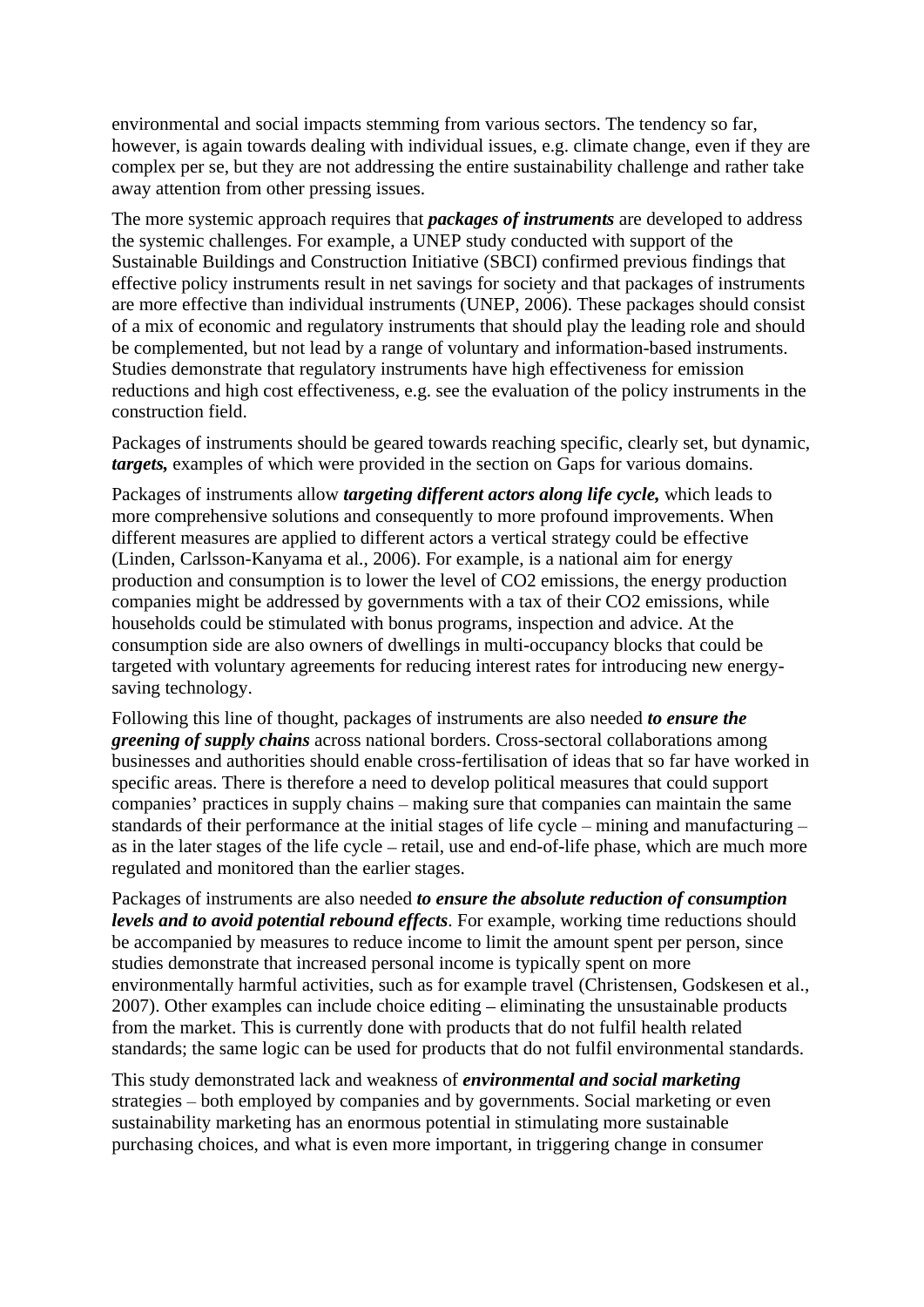environmental and social impacts stemming from various sectors. The tendency so far, however, is again towards dealing with individual issues, e.g. climate change, even if they are complex per se, but they are not addressing the entire sustainability challenge and rather take away attention from other pressing issues.

The more systemic approach requires that ***packages of instruments*** are developed to address the systemic challenges. For example, a UNEP study conducted with support of the Sustainable Buildings and Construction Initiative (SBCI) confirmed previous findings that effective policy instruments result in net savings for society and that packages of instruments are more effective than individual instruments (UNEP, 2006). These packages should consist of a mix of economic and regulatory instruments that should play the leading role and should be complemented, but not lead by a range of voluntary and information-based instruments. Studies demonstrate that regulatory instruments have high effectiveness for emission reductions and high cost effectiveness, e.g. see the evaluation of the policy instruments in the construction field.

Packages of instruments should be geared towards reaching specific, clearly set, but dynamic, ***targets,*** examples of which were provided in the section on Gaps for various domains.

Packages of instruments allow ***targeting different actors along life cycle,*** which leads to more comprehensive solutions and consequently to more profound improvements. When different measures are applied to different actors a vertical strategy could be effective (Linden, Carlsson-Kanyama et al., 2006). For example, is a national aim for energy production and consumption is to lower the level of CO2 emissions, the energy production companies might be addressed by governments with a tax of their CO2 emissions, while households could be stimulated with bonus programs, inspection and advice. At the consumption side are also owners of dwellings in multi-occupancy blocks that could be targeted with voluntary agreements for reducing interest rates for introducing new energy-saving technology.

Following this line of thought, packages of instruments are also needed ***to ensure the greening of supply chains*** across national borders. Cross-sectoral collaborations among businesses and authorities should enable cross-fertilisation of ideas that so far have worked in specific areas. There is therefore a need to develop political measures that could support companies' practices in supply chains – making sure that companies can maintain the same standards of their performance at the initial stages of life cycle – mining and manufacturing – as in the later stages of the life cycle – retail, use and end-of-life phase, which are much more regulated and monitored than the earlier stages.

Packages of instruments are also needed ***to ensure the absolute reduction of consumption levels and to avoid potential rebound effects***. For example, working time reductions should be accompanied by measures to reduce income to limit the amount spent per person, since studies demonstrate that increased personal income is typically spent on more environmentally harmful activities, such as for example travel (Christensen, Godskesen et al., 2007). Other examples can include choice editing – eliminating the unsustainable products from the market. This is currently done with products that do not fulfil health related standards; the same logic can be used for products that do not fulfil environmental standards.

This study demonstrated lack and weakness of ***environmental and social marketing*** strategies – both employed by companies and by governments. Social marketing or even sustainability marketing has an enormous potential in stimulating more sustainable purchasing choices, and what is even more important, in triggering change in consumer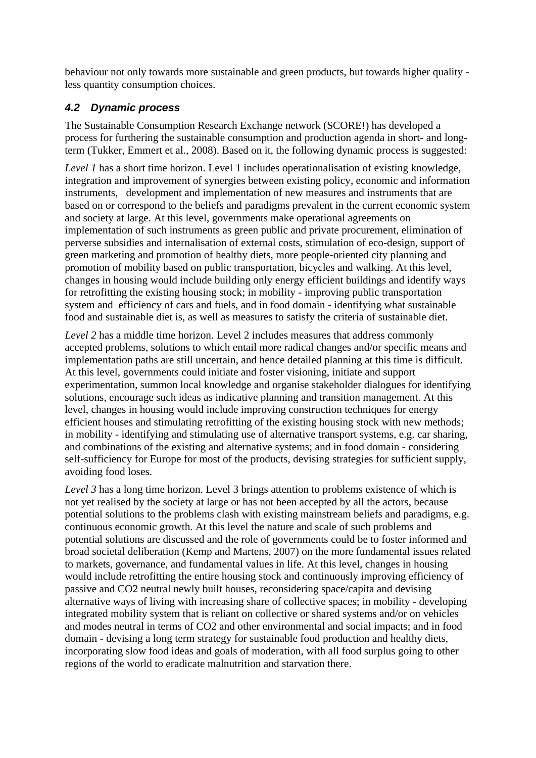behaviour not only towards more sustainable and green products, but towards higher quality - less quantity consumption choices.

### *4.2 Dynamic process*

The Sustainable Consumption Research Exchange network (SCORE!) has developed a process for furthering the sustainable consumption and production agenda in short- and long-term (Tukker, Emmert et al., 2008). Based on it, the following dynamic process is suggested:

*Level 1* has a short time horizon. Level 1 includes operationalisation of existing knowledge, integration and improvement of synergies between existing policy, economic and information instruments, development and implementation of new measures and instruments that are based on or correspond to the beliefs and paradigms prevalent in the current economic system and society at large. At this level, governments make operational agreements on implementation of such instruments as green public and private procurement, elimination of perverse subsidies and internalisation of external costs, stimulation of eco-design, support of green marketing and promotion of healthy diets, more people-oriented city planning and promotion of mobility based on public transportation, bicycles and walking. At this level, changes in housing would include building only energy efficient buildings and identify ways for retrofitting the existing housing stock; in mobility - improving public transportation system and efficiency of cars and fuels, and in food domain - identifying what sustainable food and sustainable diet is, as well as measures to satisfy the criteria of sustainable diet.

*Level 2* has a middle time horizon. Level 2 includes measures that address commonly accepted problems, solutions to which entail more radical changes and/or specific means and implementation paths are still uncertain, and hence detailed planning at this time is difficult. At this level, governments could initiate and foster visioning, initiate and support experimentation, summon local knowledge and organise stakeholder dialogues for identifying solutions, encourage such ideas as indicative planning and transition management. At this level, changes in housing would include improving construction techniques for energy efficient houses and stimulating retrofitting of the existing housing stock with new methods; in mobility - identifying and stimulating use of alternative transport systems, e.g. car sharing, and combinations of the existing and alternative systems; and in food domain - considering self-sufficiency for Europe for most of the products, devising strategies for sufficient supply, avoiding food loses.

*Level 3* has a long time horizon. Level 3 brings attention to problems existence of which is not yet realised by the society at large or has not been accepted by all the actors, because potential solutions to the problems clash with existing mainstream beliefs and paradigms, e.g. continuous economic growth. At this level the nature and scale of such problems and potential solutions are discussed and the role of governments could be to foster informed and broad societal deliberation (Kemp and Martens, 2007) on the more fundamental issues related to markets, governance, and fundamental values in life. At this level, changes in housing would include retrofitting the entire housing stock and continuously improving efficiency of passive and $CO_2$ neutral newly built houses, reconsidering space/capita and devising alternative ways of living with increasing share of collective spaces; in mobility - developing integrated mobility system that is reliant on collective or shared systems and/or on vehicles and modes neutral in terms of $CO_2$ and other environmental and social impacts; and in food domain - devising a long term strategy for sustainable food production and healthy diets, incorporating slow food ideas and goals of moderation, with all food surplus going to other regions of the world to eradicate malnutrition and starvation there.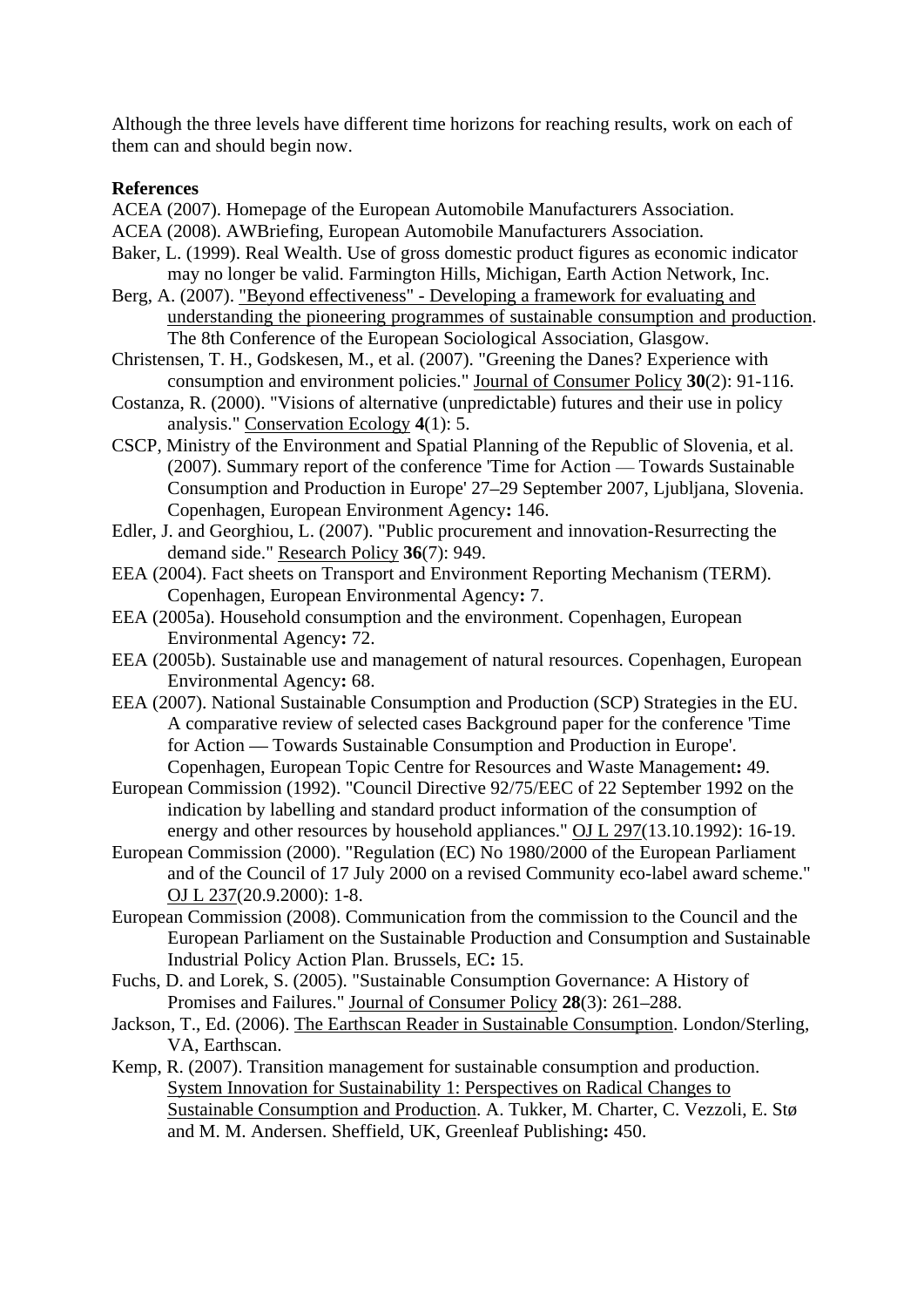Although the three levels have different time horizons for reaching results, work on each of them can and should begin now.

**References**

ACEA (2007). Homepage of the European Automobile Manufacturers Association.

ACEA (2008). AWBriefing, European Automobile Manufacturers Association.

Baker, L. (1999). Real Wealth. Use of gross domestic product figures as economic indicator may no longer be valid. Farmington Hills, Michigan, Earth Action Network, Inc.

Berg, A. (2007). "Beyond effectiveness" - Developing a framework for evaluating and understanding the pioneering programmes of sustainable consumption and production. The 8th Conference of the European Sociological Association, Glasgow.

Christensen, T. H., Godskesen, M., et al. (2007). "Greening the Danes? Experience with consumption and environment policies." Journal of Consumer Policy **30**(2): 91-116.

Costanza, R. (2000). "Visions of alternative (unpredictable) futures and their use in policy analysis." Conservation Ecology **4**(1): 5.

CSCP, Ministry of the Environment and Spatial Planning of the Republic of Slovenia, et al. (2007). Summary report of the conference 'Time for Action — Towards Sustainable Consumption and Production in Europe' 27–29 September 2007, Ljubljana, Slovenia. Copenhagen, European Environment Agency**:** 146.

Edler, J. and Georghiou, L. (2007). "Public procurement and innovation-Resurrecting the demand side." Research Policy **36**(7): 949.

EEA (2004). Fact sheets on Transport and Environment Reporting Mechanism (TERM). Copenhagen, European Environmental Agency**:** 7.

EEA (2005a). Household consumption and the environment. Copenhagen, European Environmental Agency**:** 72.

EEA (2005b). Sustainable use and management of natural resources. Copenhagen, European Environmental Agency**:** 68.

EEA (2007). National Sustainable Consumption and Production (SCP) Strategies in the EU. A comparative review of selected cases Background paper for the conference 'Time for Action — Towards Sustainable Consumption and Production in Europe'. Copenhagen, European Topic Centre for Resources and Waste Management**:** 49.

European Commission (1992). "Council Directive 92/75/EEC of 22 September 1992 on the indication by labelling and standard product information of the consumption of energy and other resources by household appliances." OJ L 297(13.10.1992): 16-19.

European Commission (2000). "Regulation (EC) No 1980/2000 of the European Parliament and of the Council of 17 July 2000 on a revised Community eco-label award scheme." OJ L 237(20.9.2000): 1-8.

European Commission (2008). Communication from the commission to the Council and the European Parliament on the Sustainable Production and Consumption and Sustainable Industrial Policy Action Plan. Brussels, EC**:** 15.

Fuchs, D. and Lorek, S. (2005). "Sustainable Consumption Governance: A History of Promises and Failures." Journal of Consumer Policy **28**(3): 261–288.

Jackson, T., Ed. (2006). The Earthscan Reader in Sustainable Consumption. London/Sterling, VA, Earthscan.

Kemp, R. (2007). Transition management for sustainable consumption and production. System Innovation for Sustainability 1: Perspectives on Radical Changes to Sustainable Consumption and Production. A. Tukker, M. Charter, C. Vezzoli, E. Stø and M. M. Andersen. Sheffield, UK, Greenleaf Publishing**:** 450.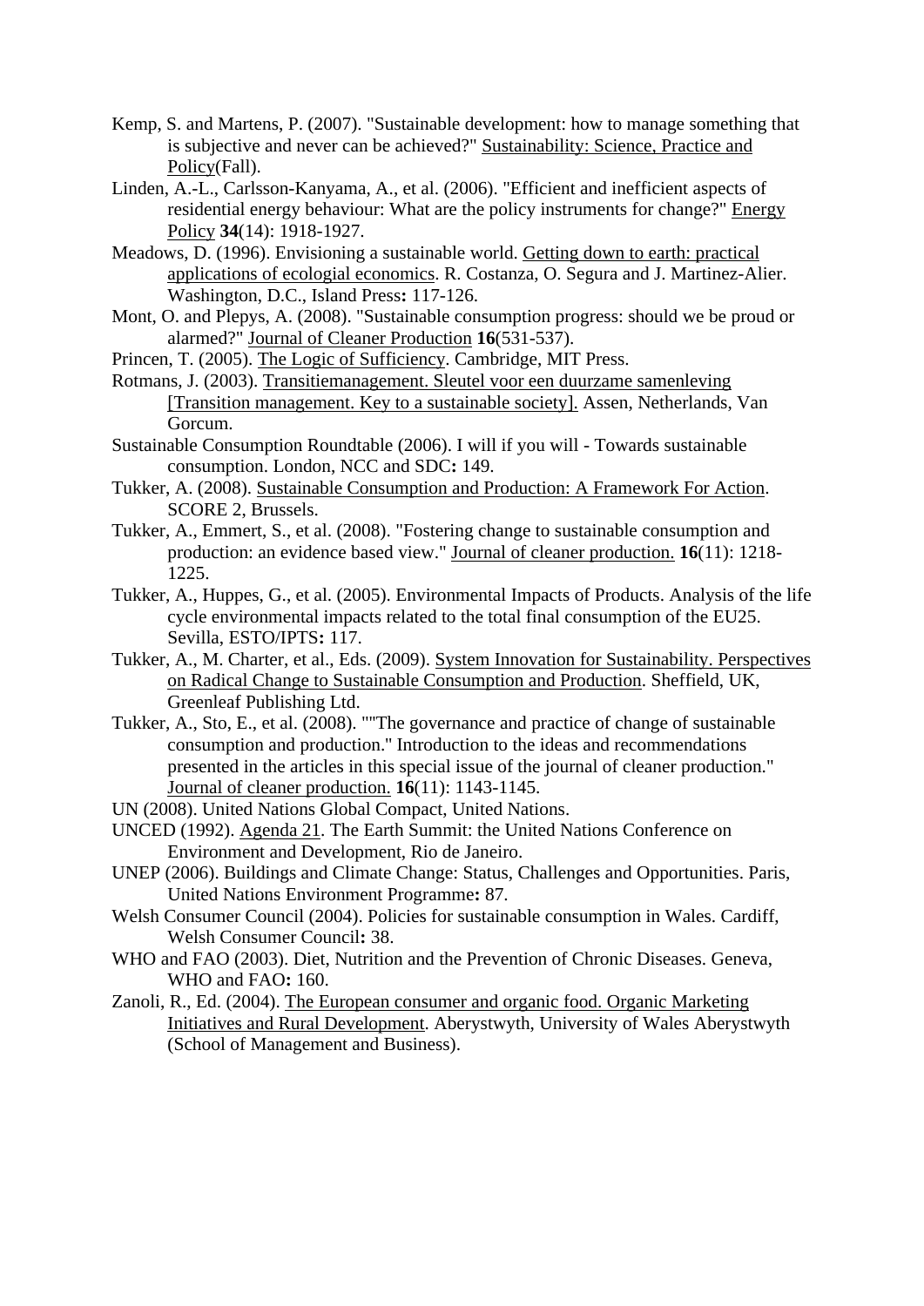Kemp, S. and Martens, P. (2007). "Sustainable development: how to manage something that is subjective and never can be achieved?" Sustainability: Science, Practice and Policy(Fall).

Linden, A.-L., Carlsson-Kanyama, A., et al. (2006). "Efficient and inefficient aspects of residential energy behaviour: What are the policy instruments for change?" Energy Policy **34**(14): 1918-1927.

Meadows, D. (1996). Envisioning a sustainable world. Getting down to earth: practical applications of ecologial economics. R. Costanza, O. Segura and J. Martinez-Alier. Washington, D.C., Island Press**:** 117-126.

Mont, O. and Plepys, A. (2008). "Sustainable consumption progress: should we be proud or alarmed?" Journal of Cleaner Production **16**(531-537).

Princen, T. (2005). The Logic of Sufficiency. Cambridge, MIT Press.

Rotmans, J. (2003). Transitiemanagement. Sleutel voor een duurzame samenleving [Transition management. Key to a sustainable society]. Assen, Netherlands, Van Gorcum.

Sustainable Consumption Roundtable (2006). I will if you will - Towards sustainable consumption. London, NCC and SDC**:** 149.

Tukker, A. (2008). Sustainable Consumption and Production: A Framework For Action. SCORE 2, Brussels.

Tukker, A., Emmert, S., et al. (2008). "Fostering change to sustainable consumption and production: an evidence based view." Journal of cleaner production. **16**(11): 1218-1225.

Tukker, A., Huppes, G., et al. (2005). Environmental Impacts of Products. Analysis of the life cycle environmental impacts related to the total final consumption of the EU25. Sevilla, ESTO/IPTS**:** 117.

Tukker, A., M. Charter, et al., Eds. (2009). System Innovation for Sustainability. Perspectives on Radical Change to Sustainable Consumption and Production. Sheffield, UK, Greenleaf Publishing Ltd.

Tukker, A., Sto, E., et al. (2008). ""The governance and practice of change of sustainable consumption and production." Introduction to the ideas and recommendations presented in the articles in this special issue of the journal of cleaner production." Journal of cleaner production. **16**(11): 1143-1145.

UN (2008). United Nations Global Compact, United Nations.

UNCED (1992). Agenda 21. The Earth Summit: the United Nations Conference on Environment and Development, Rio de Janeiro.

UNEP (2006). Buildings and Climate Change: Status, Challenges and Opportunities. Paris, United Nations Environment Programme**:** 87.

Welsh Consumer Council (2004). Policies for sustainable consumption in Wales. Cardiff, Welsh Consumer Council**:** 38.

WHO and FAO (2003). Diet, Nutrition and the Prevention of Chronic Diseases. Geneva, WHO and FAO**:** 160.

Zanoli, R., Ed. (2004). The European consumer and organic food. Organic Marketing Initiatives and Rural Development. Aberystwyth, University of Wales Aberystwyth (School of Management and Business).